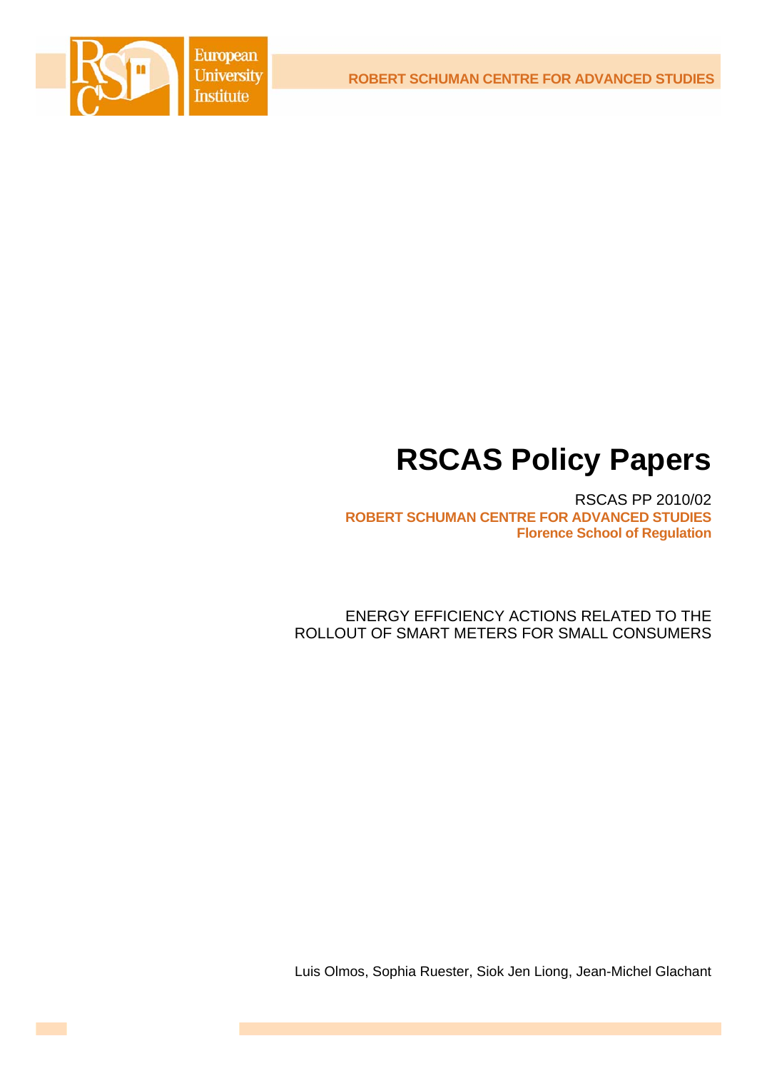European University Institute

ROBERT SCHUMAN CENTRE FOR ADVANCED STUDIES

# RSCAS Policy Papers

RSCAS PP 2010/02

**ROBERT SCHUMAN CENTRE FOR ADVANCED STUDIES**
**Florence School of Regulation**

ENERGY EFFICIENCY ACTIONS RELATED TO THE ROLLOUT OF SMART METERS FOR SMALL CONSUMERS

Luis Olmos, Sophia Ruester, Siok Jen Liong, Jean-Michel Glachant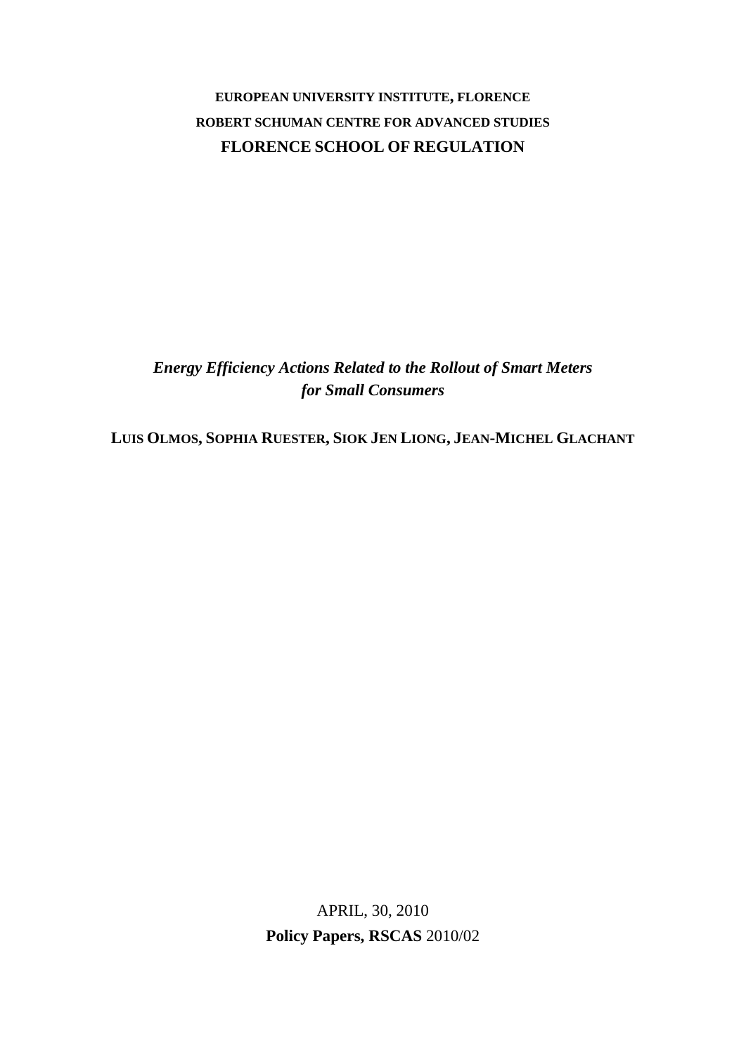**EUROPEAN UNIVERSITY INSTITUTE, FLORENCE**

**ROBERT SCHUMAN CENTRE FOR ADVANCED STUDIES**

**FLORENCE SCHOOL OF REGULATION**

***Energy Efficiency Actions Related to the Rollout of Smart Meters for Small Consumers***

**LUIS OLMOS, SOPHIA RUESTER, SIOK JEN LIONG, JEAN-MICHEL GLACHANT**

APRIL, 30, 2010

**Policy Papers, RSCAS** 2010/02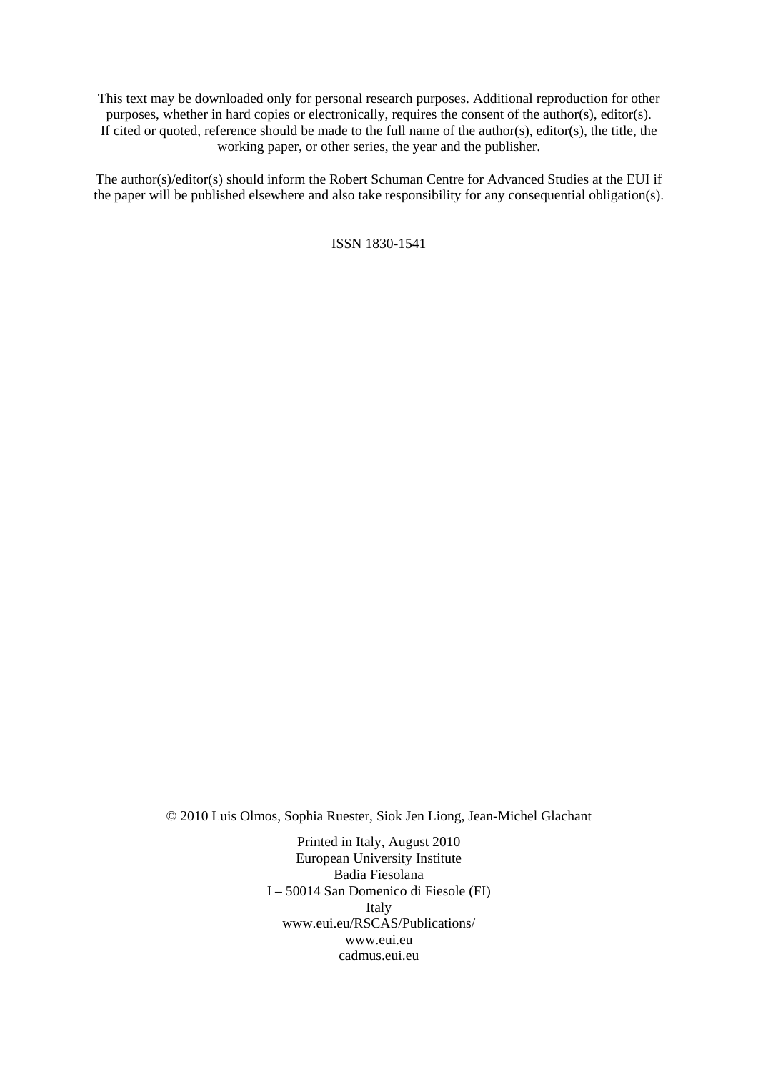This text may be downloaded only for personal research purposes. Additional reproduction for other purposes, whether in hard copies or electronically, requires the consent of the author(s), editor(s). If cited or quoted, reference should be made to the full name of the author(s), editor(s), the title, the working paper, or other series, the year and the publisher.

The author(s)/editor(s) should inform the Robert Schuman Centre for Advanced Studies at the EUI if the paper will be published elsewhere and also take responsibility for any consequential obligation(s).

ISSN 1830-1541

© 2010 Luis Olmos, Sophia Ruester, Siok Jen Liong, Jean-Michel Glachant

Printed in Italy, August 2010
European University Institute
Badia Fiesolana
I – 50014 San Domenico di Fiesole (FI)
Italy
www.eui.eu/RSCAS/Publications/
www.eui.eu
cadmus.eui.eu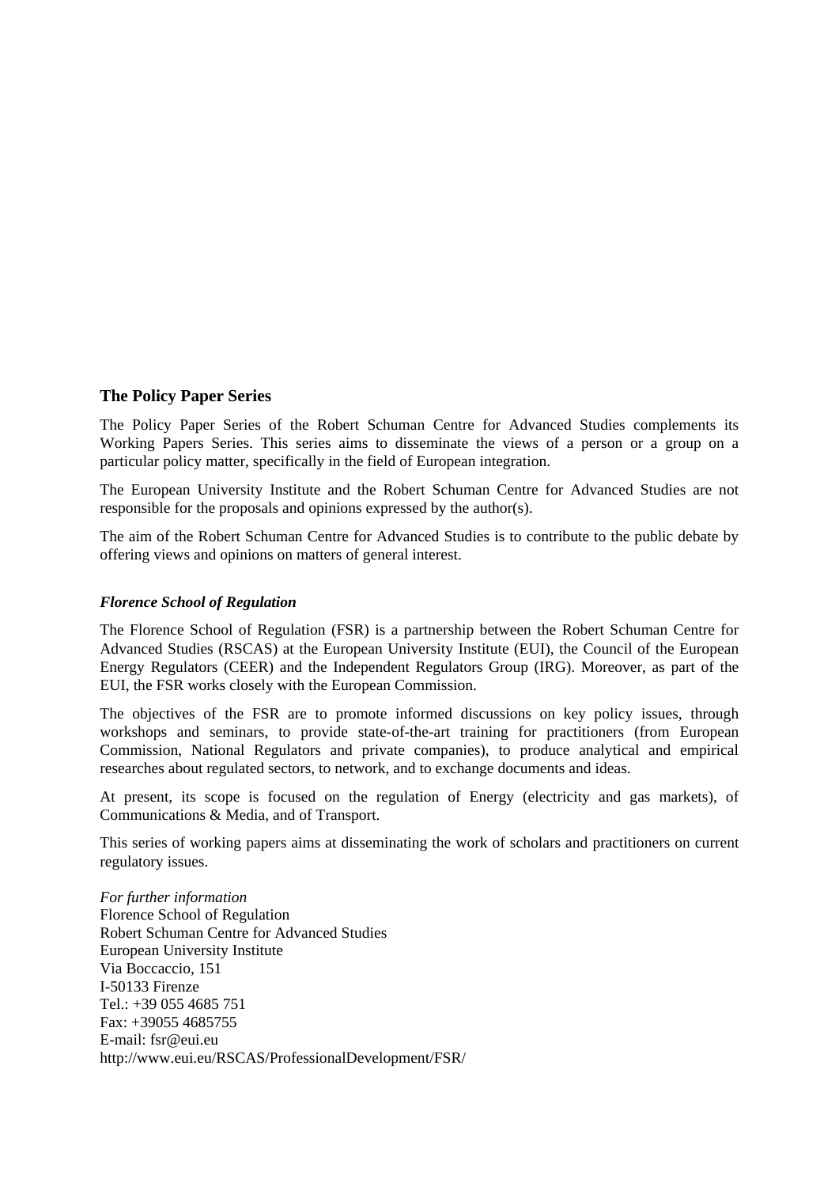### The Policy Paper Series

The Policy Paper Series of the Robert Schuman Centre for Advanced Studies complements its Working Papers Series. This series aims to disseminate the views of a person or a group on a particular policy matter, specifically in the field of European integration.

The European University Institute and the Robert Schuman Centre for Advanced Studies are not responsible for the proposals and opinions expressed by the author(s).

The aim of the Robert Schuman Centre for Advanced Studies is to contribute to the public debate by offering views and opinions on matters of general interest.

***Florence School of Regulation***

The Florence School of Regulation (FSR) is a partnership between the Robert Schuman Centre for Advanced Studies (RSCAS) at the European University Institute (EUI), the Council of the European Energy Regulators (CEER) and the Independent Regulators Group (IRG). Moreover, as part of the EUI, the FSR works closely with the European Commission.

The objectives of the FSR are to promote informed discussions on key policy issues, through workshops and seminars, to provide state-of-the-art training for practitioners (from European Commission, National Regulators and private companies), to produce analytical and empirical researches about regulated sectors, to network, and to exchange documents and ideas.

At present, its scope is focused on the regulation of Energy (electricity and gas markets), of Communications & Media, and of Transport.

This series of working papers aims at disseminating the work of scholars and practitioners on current regulatory issues.

*For further information*
Florence School of Regulation
Robert Schuman Centre for Advanced Studies
European University Institute
Via Boccaccio, 151
I-50133 Firenze
Tel.: +39 055 4685 751
Fax: +39055 4685755
E-mail: fsr@eui.eu
http://www.eui.eu/RSCAS/ProfessionalDevelopment/FSR/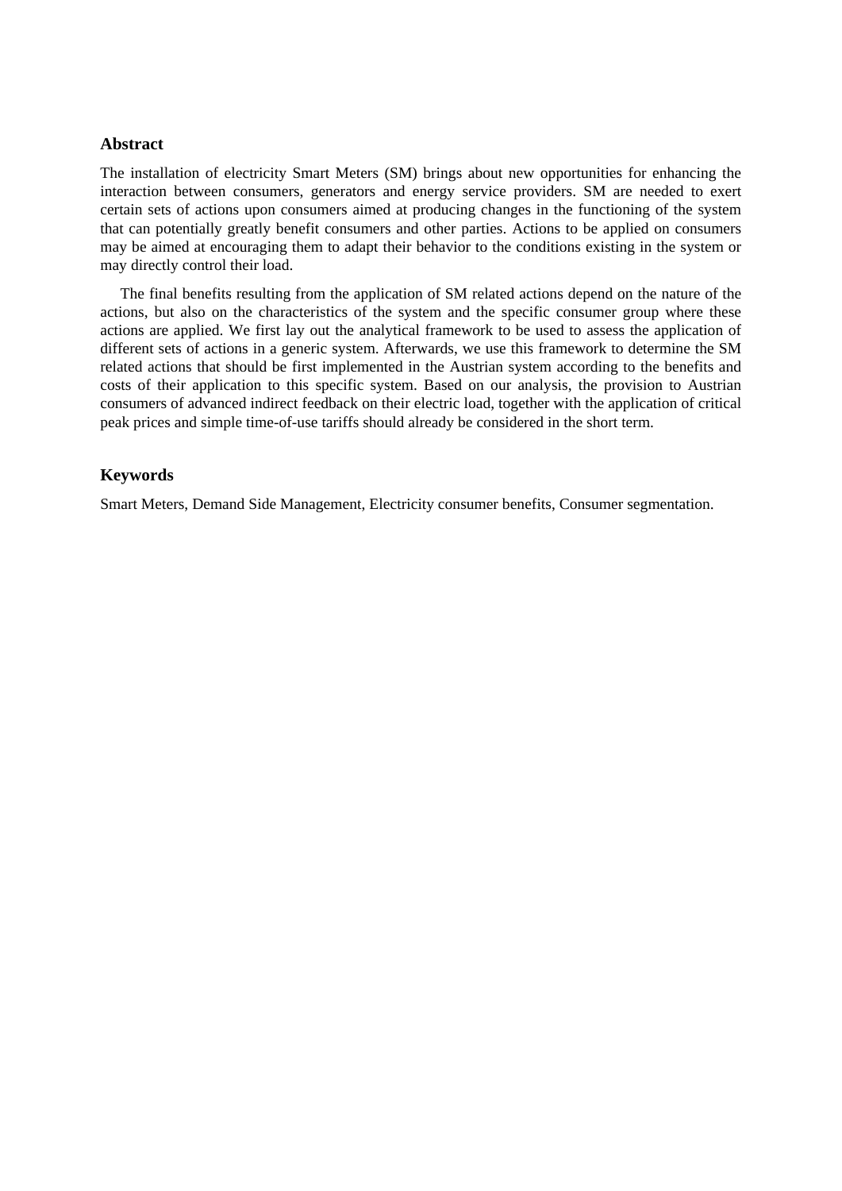## Abstract

The installation of electricity Smart Meters (SM) brings about new opportunities for enhancing the interaction between consumers, generators and energy service providers. SM are needed to exert certain sets of actions upon consumers aimed at producing changes in the functioning of the system that can potentially greatly benefit consumers and other parties. Actions to be applied on consumers may be aimed at encouraging them to adapt their behavior to the conditions existing in the system or may directly control their load.

The final benefits resulting from the application of SM related actions depend on the nature of the actions, but also on the characteristics of the system and the specific consumer group where these actions are applied. We first lay out the analytical framework to be used to assess the application of different sets of actions in a generic system. Afterwards, we use this framework to determine the SM related actions that should be first implemented in the Austrian system according to the benefits and costs of their application to this specific system. Based on our analysis, the provision to Austrian consumers of advanced indirect feedback on their electric load, together with the application of critical peak prices and simple time-of-use tariffs should already be considered in the short term.

## Keywords

Smart Meters, Demand Side Management, Electricity consumer benefits, Consumer segmentation.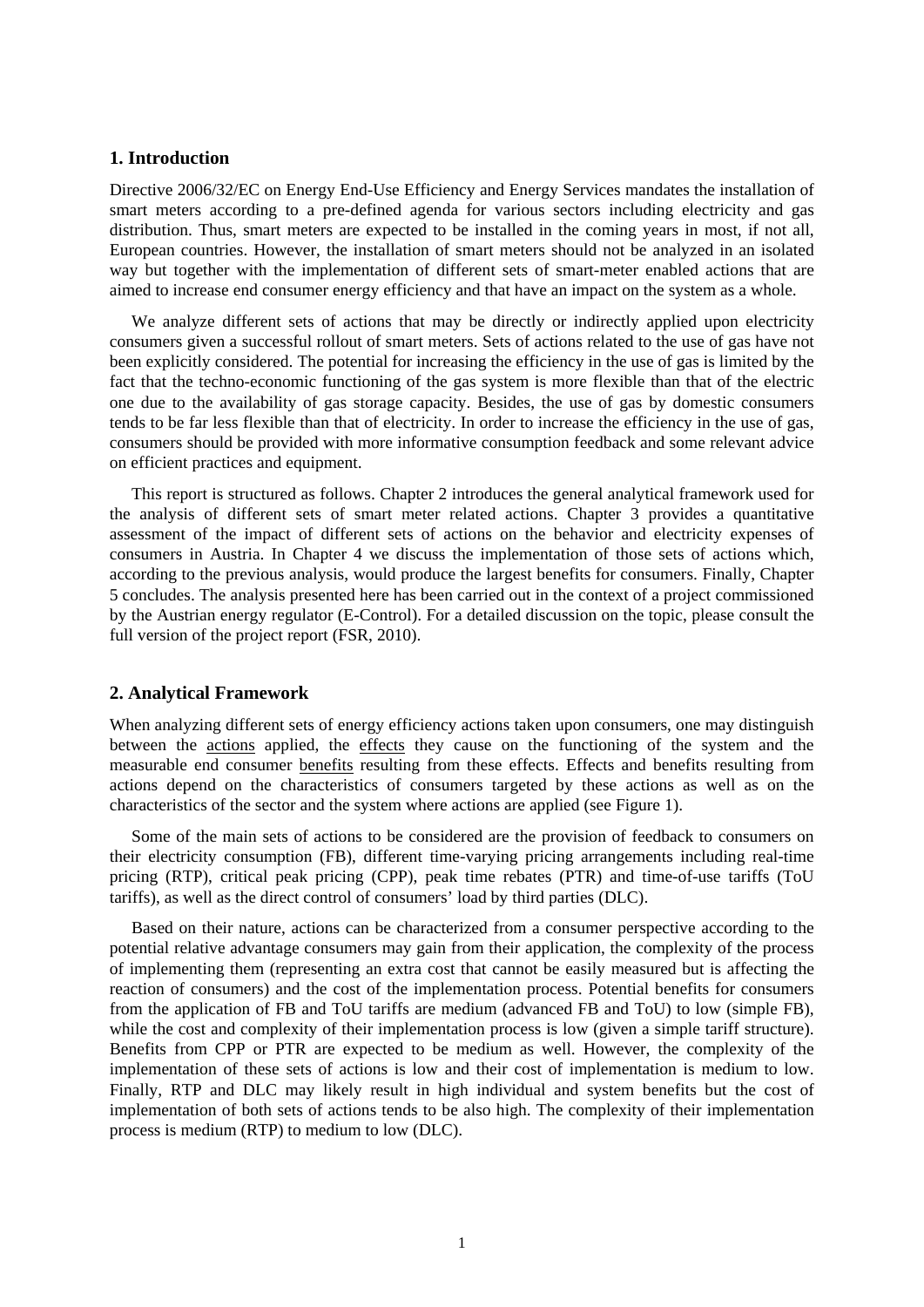## 1. Introduction

Directive 2006/32/EC on Energy End-Use Efficiency and Energy Services mandates the installation of smart meters according to a pre-defined agenda for various sectors including electricity and gas distribution. Thus, smart meters are expected to be installed in the coming years in most, if not all, European countries. However, the installation of smart meters should not be analyzed in an isolated way but together with the implementation of different sets of smart-meter enabled actions that are aimed to increase end consumer energy efficiency and that have an impact on the system as a whole.

We analyze different sets of actions that may be directly or indirectly applied upon electricity consumers given a successful rollout of smart meters. Sets of actions related to the use of gas have not been explicitly considered. The potential for increasing the efficiency in the use of gas is limited by the fact that the techno-economic functioning of the gas system is more flexible than that of the electric one due to the availability of gas storage capacity. Besides, the use of gas by domestic consumers tends to be far less flexible than that of electricity. In order to increase the efficiency in the use of gas, consumers should be provided with more informative consumption feedback and some relevant advice on efficient practices and equipment.

This report is structured as follows. Chapter 2 introduces the general analytical framework used for the analysis of different sets of smart meter related actions. Chapter 3 provides a quantitative assessment of the impact of different sets of actions on the behavior and electricity expenses of consumers in Austria. In Chapter 4 we discuss the implementation of those sets of actions which, according to the previous analysis, would produce the largest benefits for consumers. Finally, Chapter 5 concludes. The analysis presented here has been carried out in the context of a project commissioned by the Austrian energy regulator (E-Control). For a detailed discussion on the topic, please consult the full version of the project report (FSR, 2010).

## 2. Analytical Framework

When analyzing different sets of energy efficiency actions taken upon consumers, one may distinguish between the actions applied, the effects they cause on the functioning of the system and the measurable end consumer benefits resulting from these effects. Effects and benefits resulting from actions depend on the characteristics of consumers targeted by these actions as well as on the characteristics of the sector and the system where actions are applied (see Figure 1).

Some of the main sets of actions to be considered are the provision of feedback to consumers on their electricity consumption (FB), different time-varying pricing arrangements including real-time pricing (RTP), critical peak pricing (CPP), peak time rebates (PTR) and time-of-use tariffs (ToU tariffs), as well as the direct control of consumers' load by third parties (DLC).

Based on their nature, actions can be characterized from a consumer perspective according to the potential relative advantage consumers may gain from their application, the complexity of the process of implementing them (representing an extra cost that cannot be easily measured but is affecting the reaction of consumers) and the cost of the implementation process. Potential benefits for consumers from the application of FB and ToU tariffs are medium (advanced FB and ToU) to low (simple FB), while the cost and complexity of their implementation process is low (given a simple tariff structure). Benefits from CPP or PTR are expected to be medium as well. However, the complexity of the implementation of these sets of actions is low and their cost of implementation is medium to low. Finally, RTP and DLC may likely result in high individual and system benefits but the cost of implementation of both sets of actions tends to be also high. The complexity of their implementation process is medium (RTP) to medium to low (DLC).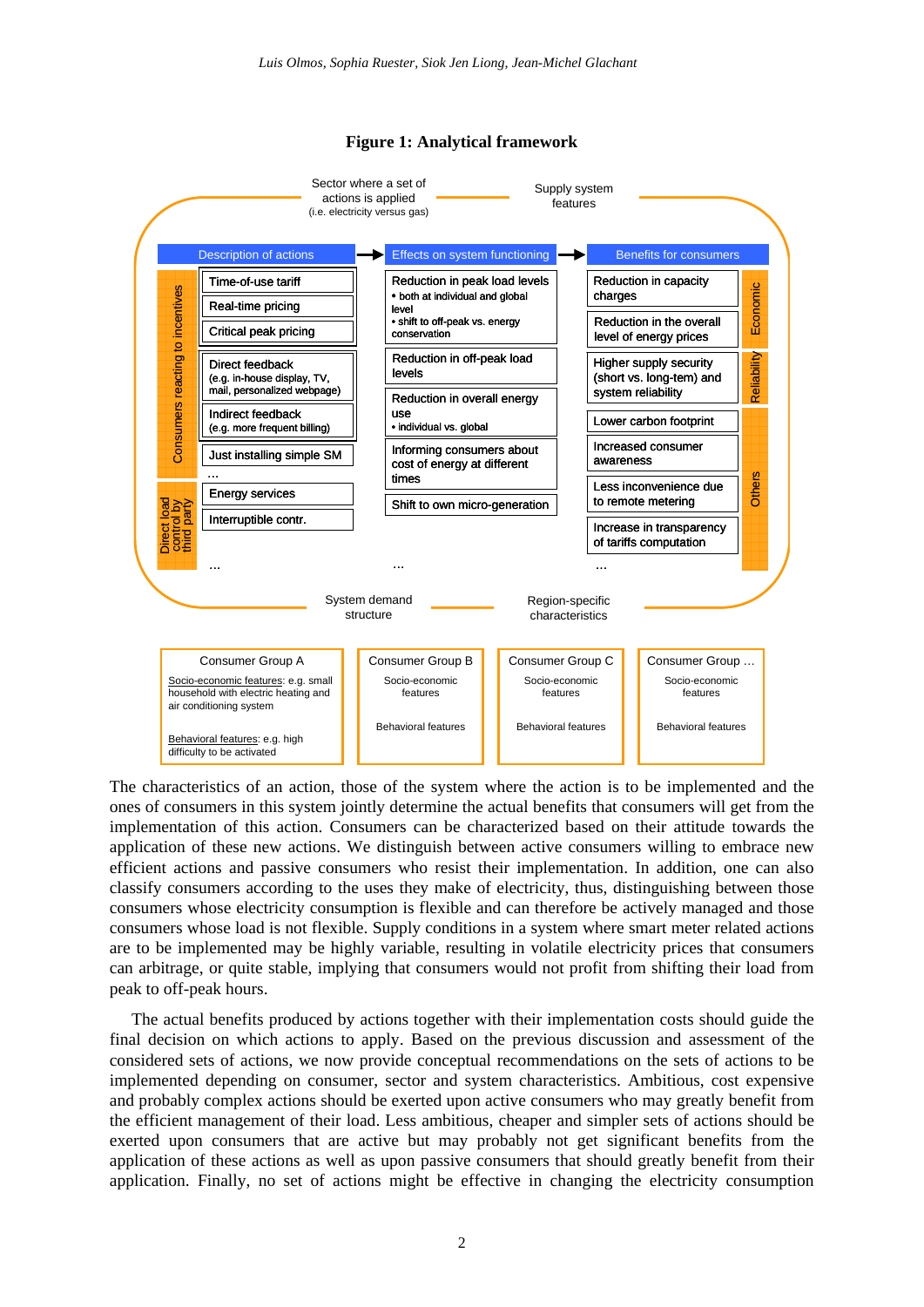**Figure 1: Analytical framework**

Sector where a set of actions is applied (i.e. electricity versus gas)

Supply system features

| Description of actions | Effects on system functioning | Benefits for consumers |
|---|---|---|
| *Consumers reacting to incentives:* | | *Economic:* |
| Time-of-use tariff | Reduction in peak load levels • both at individual and global level • shift to off-peak vs. energy conservation | Reduction in capacity charges |
| Real-time pricing | Reduction in off-peak load levels | Reduction in the overall level of energy prices |
| Critical peak pricing | Reduction in overall energy use • individual vs. global | *Reliability:* Higher supply security (short vs. long-tem) and system reliability |
| Direct feedback (e.g. in-house display, TV, mail, personalized webpage) | Informing consumers about cost of energy at different times | *Others:* Lower carbon footprint |
| Indirect feedback (e.g. more frequent billing) | Shift to own micro-generation | Increased consumer awareness |
| Just installing simple SM | ... | Less inconvenience due to remote metering |
| ... | | Increase in transparency of tariffs computation |
| *Direct load control by third party:* | | ... |
| Energy services | | |
| Interruptible contr. | | |
| ... | | |

System demand structure

Region-specific characteristics

| Consumer Group A | Consumer Group B | Consumer Group C | Consumer Group … |
|---|---|---|---|
| Socio-economic features: e.g. small household with electric heating and air conditioning system | Socio-economic features | Socio-economic features | Socio-economic features |
| Behavioral features: e.g. high difficulty to be activated | Behavioral features | Behavioral features | Behavioral features |

The characteristics of an action, those of the system where the action is to be implemented and the ones of consumers in this system jointly determine the actual benefits that consumers will get from the implementation of this action. Consumers can be characterized based on their attitude towards the application of these new actions. We distinguish between active consumers willing to embrace new efficient actions and passive consumers who resist their implementation. In addition, one can also classify consumers according to the uses they make of electricity, thus, distinguishing between those consumers whose electricity consumption is flexible and can therefore be actively managed and those consumers whose load is not flexible. Supply conditions in a system where smart meter related actions are to be implemented may be highly variable, resulting in volatile electricity prices that consumers can arbitrage, or quite stable, implying that consumers would not profit from shifting their load from peak to off-peak hours.

The actual benefits produced by actions together with their implementation costs should guide the final decision on which actions to apply. Based on the previous discussion and assessment of the considered sets of actions, we now provide conceptual recommendations on the sets of actions to be implemented depending on consumer, sector and system characteristics. Ambitious, cost expensive and probably complex actions should be exerted upon active consumers who may greatly benefit from the efficient management of their load. Less ambitious, cheaper and simpler sets of actions should be exerted upon consumers that are active but may probably not get significant benefits from the application of these actions as well as upon passive consumers that should greatly benefit from their application. Finally, no set of actions might be effective in changing the electricity consumption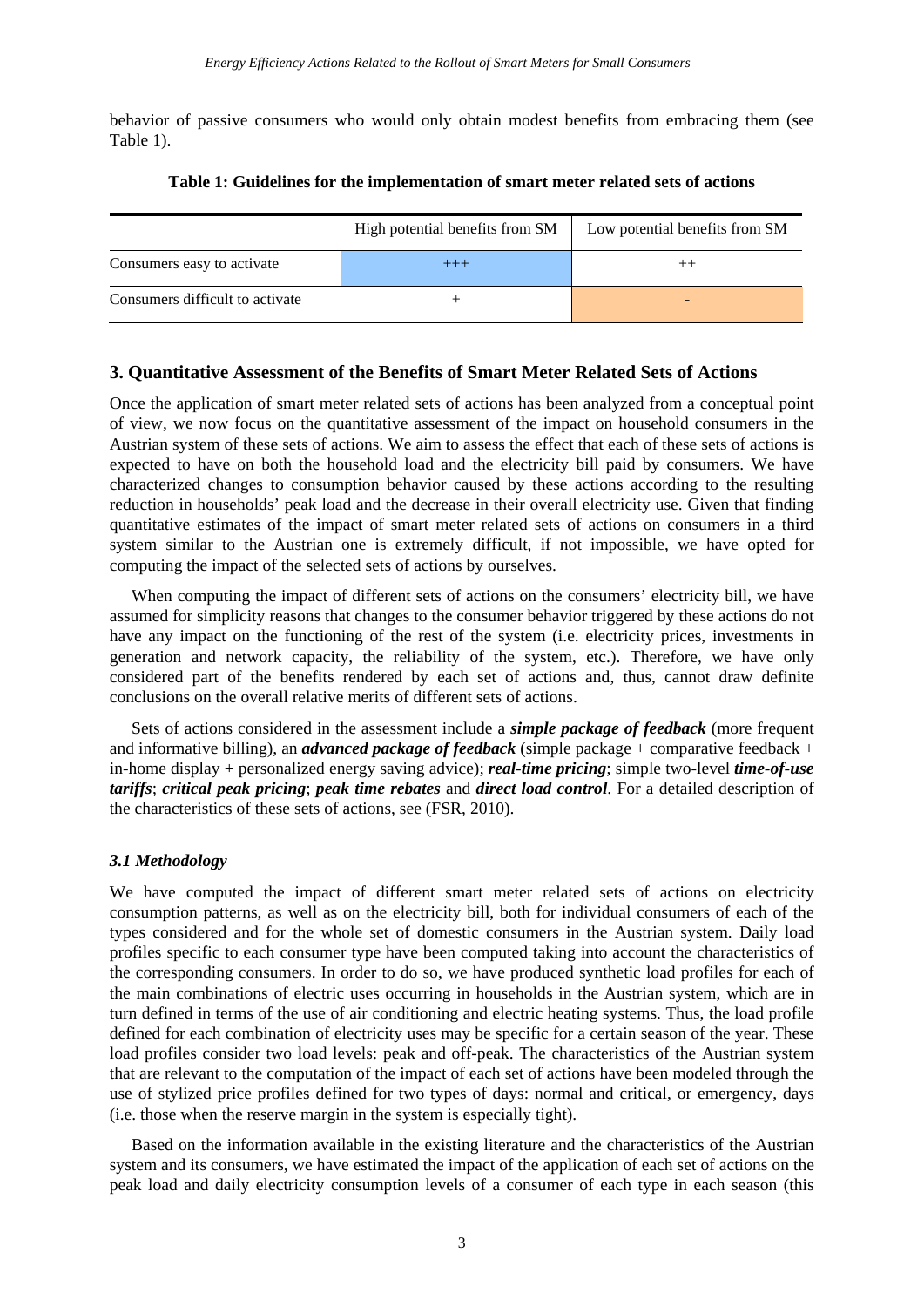behavior of passive consumers who would only obtain modest benefits from embracing them (see Table 1).

**Table 1: Guidelines for the implementation of smart meter related sets of actions**

| | High potential benefits from SM | Low potential benefits from SM |
|---|---|---|
| Consumers easy to activate | +++ | ++ |
| Consumers difficult to activate | + | - |

## 3. Quantitative Assessment of the Benefits of Smart Meter Related Sets of Actions

Once the application of smart meter related sets of actions has been analyzed from a conceptual point of view, we now focus on the quantitative assessment of the impact on household consumers in the Austrian system of these sets of actions. We aim to assess the effect that each of these sets of actions is expected to have on both the household load and the electricity bill paid by consumers. We have characterized changes to consumption behavior caused by these actions according to the resulting reduction in households' peak load and the decrease in their overall electricity use. Given that finding quantitative estimates of the impact of smart meter related sets of actions on consumers in a third system similar to the Austrian one is extremely difficult, if not impossible, we have opted for computing the impact of the selected sets of actions by ourselves.

When computing the impact of different sets of actions on the consumers' electricity bill, we have assumed for simplicity reasons that changes to the consumer behavior triggered by these actions do not have any impact on the functioning of the rest of the system (i.e. electricity prices, investments in generation and network capacity, the reliability of the system, etc.). Therefore, we have only considered part of the benefits rendered by each set of actions and, thus, cannot draw definite conclusions on the overall relative merits of different sets of actions.

Sets of actions considered in the assessment include a ***simple package of feedback*** (more frequent and informative billing), an ***advanced package of feedback*** (simple package + comparative feedback + in-home display + personalized energy saving advice); ***real-time pricing***; simple two-level ***time-of-use tariffs***; ***critical peak pricing***; ***peak time rebates*** and ***direct load control***. For a detailed description of the characteristics of these sets of actions, see (FSR, 2010).

### *3.1 Methodology*

We have computed the impact of different smart meter related sets of actions on electricity consumption patterns, as well as on the electricity bill, both for individual consumers of each of the types considered and for the whole set of domestic consumers in the Austrian system. Daily load profiles specific to each consumer type have been computed taking into account the characteristics of the corresponding consumers. In order to do so, we have produced synthetic load profiles for each of the main combinations of electric uses occurring in households in the Austrian system, which are in turn defined in terms of the use of air conditioning and electric heating systems. Thus, the load profile defined for each combination of electricity uses may be specific for a certain season of the year. These load profiles consider two load levels: peak and off-peak. The characteristics of the Austrian system that are relevant to the computation of the impact of each set of actions have been modeled through the use of stylized price profiles defined for two types of days: normal and critical, or emergency, days (i.e. those when the reserve margin in the system is especially tight).

Based on the information available in the existing literature and the characteristics of the Austrian system and its consumers, we have estimated the impact of the application of each set of actions on the peak load and daily electricity consumption levels of a consumer of each type in each season (this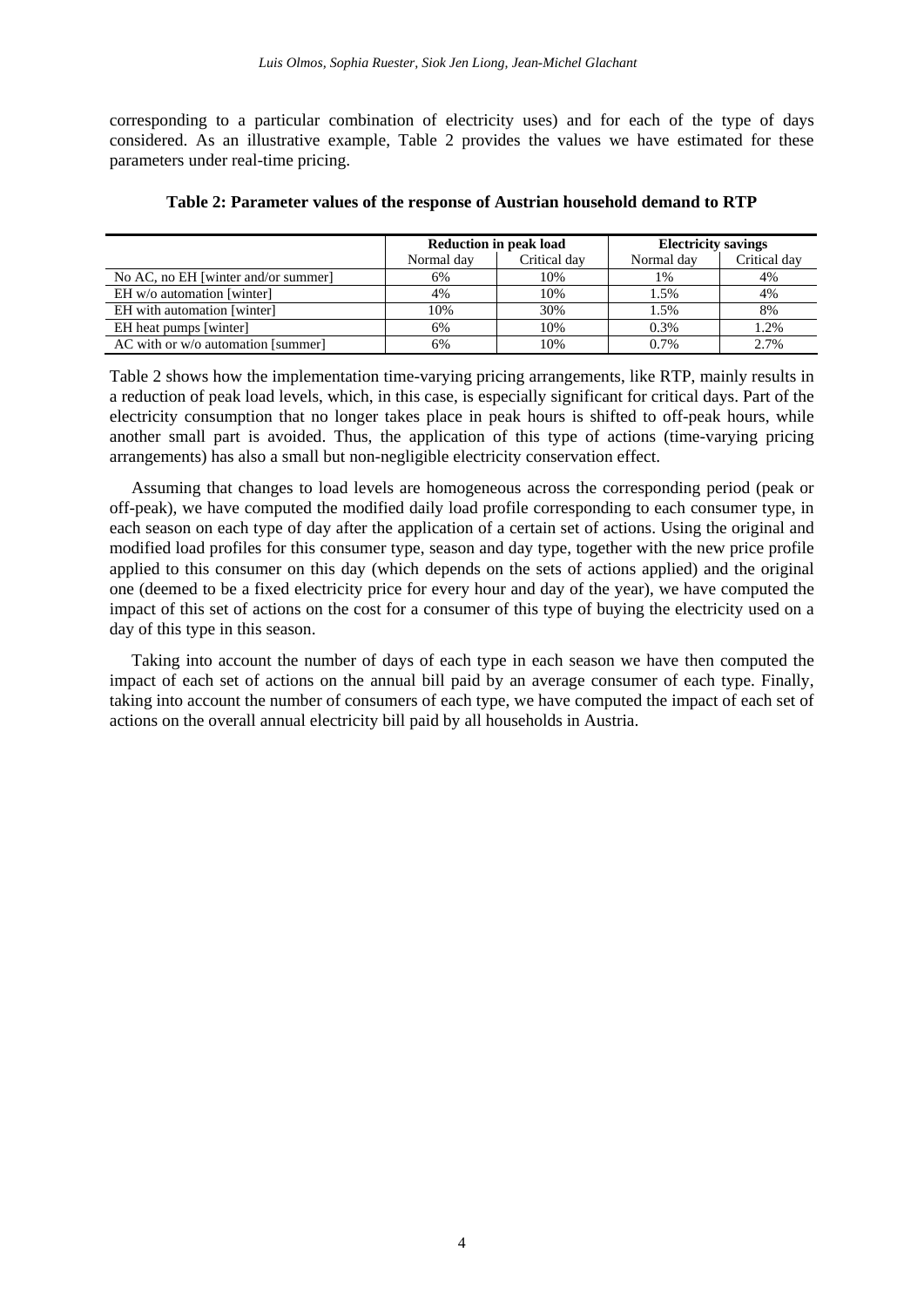corresponding to a particular combination of electricity uses) and for each of the type of days considered. As an illustrative example, Table 2 provides the values we have estimated for these parameters under real-time pricing.

**Table 2: Parameter values of the response of Austrian household demand to RTP**

| | **Reduction in peak load** | | **Electricity savings** | |
|---|---|---|---|---|
| | Normal day | Critical day | Normal day | Critical day |
| No AC, no EH [winter and/or summer] | 6% | 10% | 1% | 4% |
| EH w/o automation [winter] | 4% | 10% | 1.5% | 4% |
| EH with automation [winter] | 10% | 30% | 1.5% | 8% |
| EH heat pumps [winter] | 6% | 10% | 0.3% | 1.2% |
| AC with or w/o automation [summer] | 6% | 10% | 0.7% | 2.7% |

Table 2 shows how the implementation time-varying pricing arrangements, like RTP, mainly results in a reduction of peak load levels, which, in this case, is especially significant for critical days. Part of the electricity consumption that no longer takes place in peak hours is shifted to off-peak hours, while another small part is avoided. Thus, the application of this type of actions (time-varying pricing arrangements) has also a small but non-negligible electricity conservation effect.

Assuming that changes to load levels are homogeneous across the corresponding period (peak or off-peak), we have computed the modified daily load profile corresponding to each consumer type, in each season on each type of day after the application of a certain set of actions. Using the original and modified load profiles for this consumer type, season and day type, together with the new price profile applied to this consumer on this day (which depends on the sets of actions applied) and the original one (deemed to be a fixed electricity price for every hour and day of the year), we have computed the impact of this set of actions on the cost for a consumer of this type of buying the electricity used on a day of this type in this season.

Taking into account the number of days of each type in each season we have then computed the impact of each set of actions on the annual bill paid by an average consumer of each type. Finally, taking into account the number of consumers of each type, we have computed the impact of each set of actions on the overall annual electricity bill paid by all households in Austria.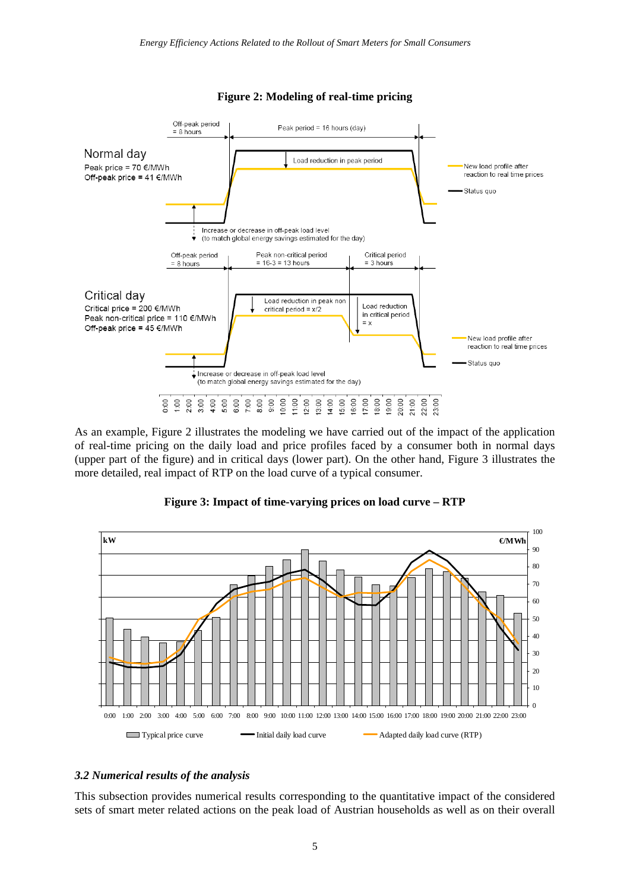**Figure 2: Modeling of real-time pricing**

As an example, Figure 2 illustrates the modeling we have carried out of the impact of the application of real-time pricing on the daily load and price profiles faced by a consumer both in normal days (upper part of the figure) and in critical days (lower part). On the other hand, Figure 3 illustrates the more detailed, real impact of RTP on the load curve of a typical consumer.

**Figure 3: Impact of time-varying prices on load curve – RTP**

### *3.2 Numerical results of the analysis*

This subsection provides numerical results corresponding to the quantitative impact of the considered sets of smart meter related actions on the peak load of Austrian households as well as on their overall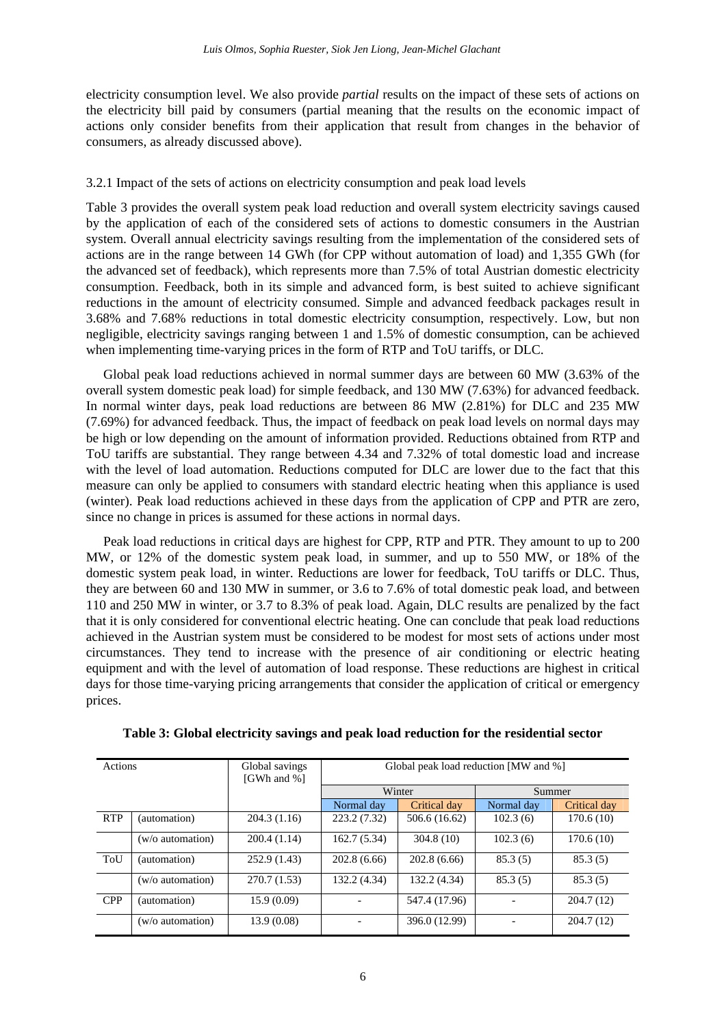electricity consumption level. We also provide *partial* results on the impact of these sets of actions on the electricity bill paid by consumers (partial meaning that the results on the economic impact of actions only consider benefits from their application that result from changes in the behavior of consumers, as already discussed above).

### 3.2.1 Impact of the sets of actions on electricity consumption and peak load levels

Table 3 provides the overall system peak load reduction and overall system electricity savings caused by the application of each of the considered sets of actions to domestic consumers in the Austrian system. Overall annual electricity savings resulting from the implementation of the considered sets of actions are in the range between 14 GWh (for CPP without automation of load) and 1,355 GWh (for the advanced set of feedback), which represents more than 7.5% of total Austrian domestic electricity consumption. Feedback, both in its simple and advanced form, is best suited to achieve significant reductions in the amount of electricity consumed. Simple and advanced feedback packages result in 3.68% and 7.68% reductions in total domestic electricity consumption, respectively. Low, but non negligible, electricity savings ranging between 1 and 1.5% of domestic consumption, can be achieved when implementing time-varying prices in the form of RTP and ToU tariffs, or DLC.

Global peak load reductions achieved in normal summer days are between 60 MW (3.63% of the overall system domestic peak load) for simple feedback, and 130 MW (7.63%) for advanced feedback. In normal winter days, peak load reductions are between 86 MW (2.81%) for DLC and 235 MW (7.69%) for advanced feedback. Thus, the impact of feedback on peak load levels on normal days may be high or low depending on the amount of information provided. Reductions obtained from RTP and ToU tariffs are substantial. They range between 4.34 and 7.32% of total domestic load and increase with the level of load automation. Reductions computed for DLC are lower due to the fact that this measure can only be applied to consumers with standard electric heating when this appliance is used (winter). Peak load reductions achieved in these days from the application of CPP and PTR are zero, since no change in prices is assumed for these actions in normal days.

Peak load reductions in critical days are highest for CPP, RTP and PTR. They amount to up to 200 MW, or 12% of the domestic system peak load, in summer, and up to 550 MW, or 18% of the domestic system peak load, in winter. Reductions are lower for feedback, ToU tariffs or DLC. Thus, they are between 60 and 130 MW in summer, or 3.6 to 7.6% of total domestic peak load, and between 110 and 250 MW in winter, or 3.7 to 8.3% of peak load. Again, DLC results are penalized by the fact that it is only considered for conventional electric heating. One can conclude that peak load reductions achieved in the Austrian system must be considered to be modest for most sets of actions under most circumstances. They tend to increase with the presence of air conditioning or electric heating equipment and with the level of automation of load response. These reductions are highest in critical days for those time-varying pricing arrangements that consider the application of critical or emergency prices.

**Table 3: Global electricity savings and peak load reduction for the residential sector**

| Actions | | Global savings [GWh and %] | Global peak load reduction [MW and %] | | | |
|---|---|---|---|---|---|---|
| | | | Winter | | Summer | |
| | | | Normal day | Critical day | Normal day | Critical day |
| RTP | (automation) | 204.3 (1.16) | 223.2 (7.32) | 506.6 (16.62) | 102.3 (6) | 170.6 (10) |
| | (w/o automation) | 200.4 (1.14) | 162.7 (5.34) | 304.8 (10) | 102.3 (6) | 170.6 (10) |
| ToU | (automation) | 252.9 (1.43) | 202.8 (6.66) | 202.8 (6.66) | 85.3 (5) | 85.3 (5) |
| | (w/o automation) | 270.7 (1.53) | 132.2 (4.34) | 132.2 (4.34) | 85.3 (5) | 85.3 (5) |
| CPP | (automation) | 15.9 (0.09) | - | 547.4 (17.96) | - | 204.7 (12) |
| | (w/o automation) | 13.9 (0.08) | - | 396.0 (12.99) | - | 204.7 (12) |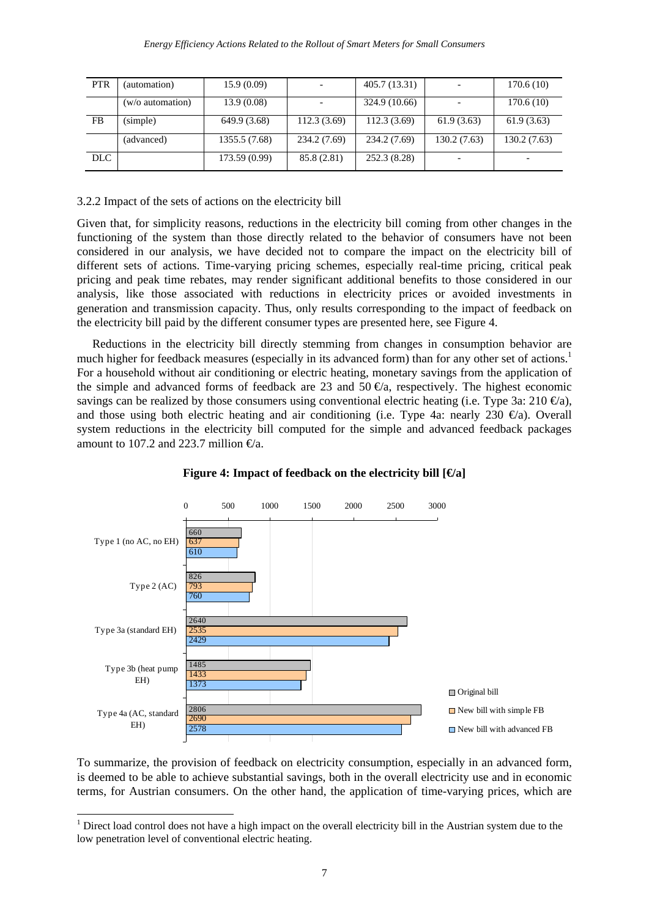| | | | | | | |
|---|---|---|---|---|---|---|
| PTR | (automation) | 15.9 (0.09) | - | 405.7 (13.31) | - | 170.6 (10) |
| | (w/o automation) | 13.9 (0.08) | - | 324.9 (10.66) | - | 170.6 (10) |
| FB | (simple) | 649.9 (3.68) | 112.3 (3.69) | 112.3 (3.69) | 61.9 (3.63) | 61.9 (3.63) |
| | (advanced) | 1355.5 (7.68) | 234.2 (7.69) | 234.2 (7.69) | 130.2 (7.63) | 130.2 (7.63) |
| DLC | | 173.59 (0.99) | 85.8 (2.81) | 252.3 (8.28) | - | - |

3.2.2 Impact of the sets of actions on the electricity bill

Given that, for simplicity reasons, reductions in the electricity bill coming from other changes in the functioning of the system than those directly related to the behavior of consumers have not been considered in our analysis, we have decided not to compare the impact on the electricity bill of different sets of actions. Time-varying pricing schemes, especially real-time pricing, critical peak pricing and peak time rebates, may render significant additional benefits to those considered in our analysis, like those associated with reductions in electricity prices or avoided investments in generation and transmission capacity. Thus, only results corresponding to the impact of feedback on the electricity bill paid by the different consumer types are presented here, see Figure 4.

Reductions in the electricity bill directly stemming from changes in consumption behavior are much higher for feedback measures (especially in its advanced form) than for any other set of actions.[1] For a household without air conditioning or electric heating, monetary savings from the application of the simple and advanced forms of feedback are 23 and 50 €/a, respectively. The highest economic savings can be realized by those consumers using conventional electric heating (i.e. Type 3a: 210 €/a), and those using both electric heating and air conditioning (i.e. Type 4a: nearly 230 €/a). Overall system reductions in the electricity bill computed for the simple and advanced feedback packages amount to 107.2 and 223.7 million €/a.

**Figure 4: Impact of feedback on the electricity bill [€/a]**

| | Original bill | New bill with simple FB | New bill with advanced FB |
|---|---|---|---|
| Type 1 (no AC, no EH) | 660 | 637 | 610 |
| Type 2 (AC) | 826 | 793 | 760 |
| Type 3a (standard EH) | 2640 | 2535 | 2429 |
| Type 3b (heat pump EH) | 1485 | 1433 | 1373 |
| Type 4a (AC, standard EH) | 2806 | 2690 | 2578 |

To summarize, the provision of feedback on electricity consumption, especially in an advanced form, is deemed to be able to achieve substantial savings, both in the overall electricity use and in economic terms, for Austrian consumers. On the other hand, the application of time-varying prices, which are

[1] Direct load control does not have a high impact on the overall electricity bill in the Austrian system due to the low penetration level of conventional electric heating.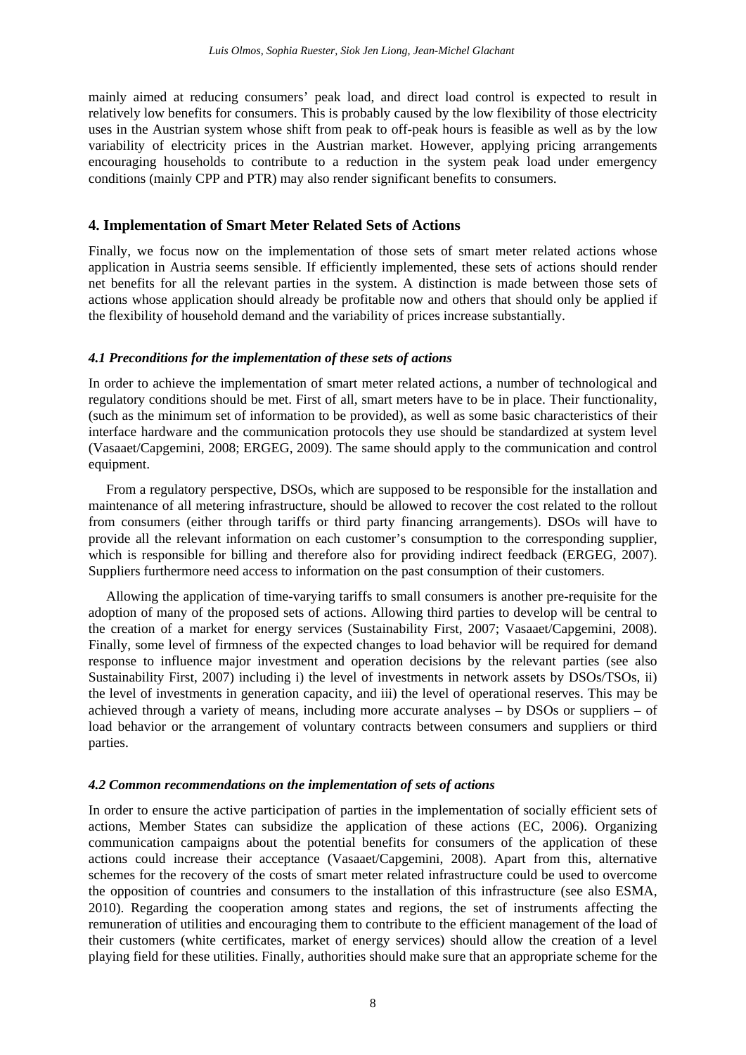mainly aimed at reducing consumers' peak load, and direct load control is expected to result in relatively low benefits for consumers. This is probably caused by the low flexibility of those electricity uses in the Austrian system whose shift from peak to off-peak hours is feasible as well as by the low variability of electricity prices in the Austrian market. However, applying pricing arrangements encouraging households to contribute to a reduction in the system peak load under emergency conditions (mainly CPP and PTR) may also render significant benefits to consumers.

## 4. Implementation of Smart Meter Related Sets of Actions

Finally, we focus now on the implementation of those sets of smart meter related actions whose application in Austria seems sensible. If efficiently implemented, these sets of actions should render net benefits for all the relevant parties in the system. A distinction is made between those sets of actions whose application should already be profitable now and others that should only be applied if the flexibility of household demand and the variability of prices increase substantially.

### *4.1 Preconditions for the implementation of these sets of actions*

In order to achieve the implementation of smart meter related actions, a number of technological and regulatory conditions should be met. First of all, smart meters have to be in place. Their functionality, (such as the minimum set of information to be provided), as well as some basic characteristics of their interface hardware and the communication protocols they use should be standardized at system level (Vasaaet/Capgemini, 2008; ERGEG, 2009). The same should apply to the communication and control equipment.

From a regulatory perspective, DSOs, which are supposed to be responsible for the installation and maintenance of all metering infrastructure, should be allowed to recover the cost related to the rollout from consumers (either through tariffs or third party financing arrangements). DSOs will have to provide all the relevant information on each customer's consumption to the corresponding supplier, which is responsible for billing and therefore also for providing indirect feedback (ERGEG, 2007). Suppliers furthermore need access to information on the past consumption of their customers.

Allowing the application of time-varying tariffs to small consumers is another pre-requisite for the adoption of many of the proposed sets of actions. Allowing third parties to develop will be central to the creation of a market for energy services (Sustainability First, 2007; Vasaaet/Capgemini, 2008). Finally, some level of firmness of the expected changes to load behavior will be required for demand response to influence major investment and operation decisions by the relevant parties (see also Sustainability First, 2007) including i) the level of investments in network assets by DSOs/TSOs, ii) the level of investments in generation capacity, and iii) the level of operational reserves. This may be achieved through a variety of means, including more accurate analyses – by DSOs or suppliers – of load behavior or the arrangement of voluntary contracts between consumers and suppliers or third parties.

### *4.2 Common recommendations on the implementation of sets of actions*

In order to ensure the active participation of parties in the implementation of socially efficient sets of actions, Member States can subsidize the application of these actions (EC, 2006). Organizing communication campaigns about the potential benefits for consumers of the application of these actions could increase their acceptance (Vasaaet/Capgemini, 2008). Apart from this, alternative schemes for the recovery of the costs of smart meter related infrastructure could be used to overcome the opposition of countries and consumers to the installation of this infrastructure (see also ESMA, 2010). Regarding the cooperation among states and regions, the set of instruments affecting the remuneration of utilities and encouraging them to contribute to the efficient management of the load of their customers (white certificates, market of energy services) should allow the creation of a level playing field for these utilities. Finally, authorities should make sure that an appropriate scheme for the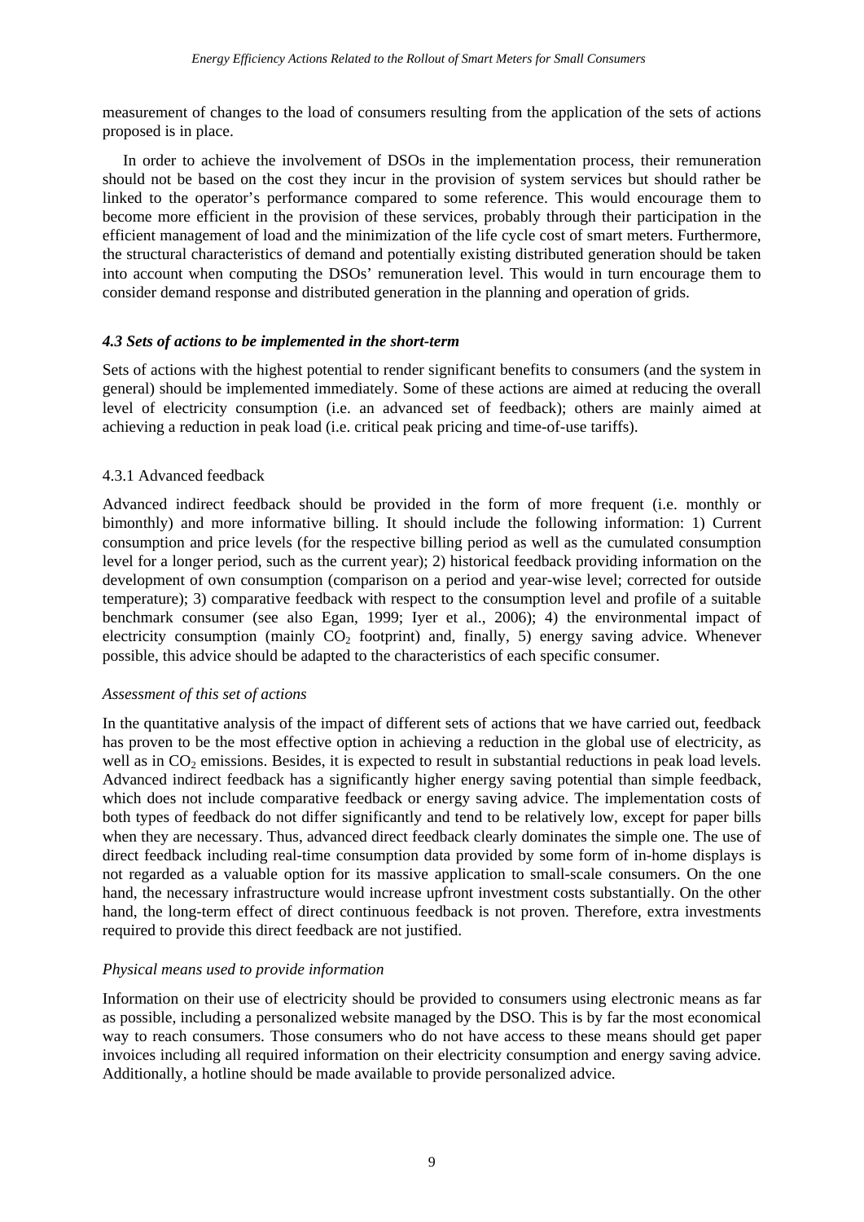measurement of changes to the load of consumers resulting from the application of the sets of actions proposed is in place.

In order to achieve the involvement of DSOs in the implementation process, their remuneration should not be based on the cost they incur in the provision of system services but should rather be linked to the operator's performance compared to some reference. This would encourage them to become more efficient in the provision of these services, probably through their participation in the efficient management of load and the minimization of the life cycle cost of smart meters. Furthermore, the structural characteristics of demand and potentially existing distributed generation should be taken into account when computing the DSOs' remuneration level. This would in turn encourage them to consider demand response and distributed generation in the planning and operation of grids.

### *4.3 Sets of actions to be implemented in the short-term*

Sets of actions with the highest potential to render significant benefits to consumers (and the system in general) should be implemented immediately. Some of these actions are aimed at reducing the overall level of electricity consumption (i.e. an advanced set of feedback); others are mainly aimed at achieving a reduction in peak load (i.e. critical peak pricing and time-of-use tariffs).

#### 4.3.1 Advanced feedback

Advanced indirect feedback should be provided in the form of more frequent (i.e. monthly or bimonthly) and more informative billing. It should include the following information: 1) Current consumption and price levels (for the respective billing period as well as the cumulated consumption level for a longer period, such as the current year); 2) historical feedback providing information on the development of own consumption (comparison on a period and year-wise level; corrected for outside temperature); 3) comparative feedback with respect to the consumption level and profile of a suitable benchmark consumer (see also Egan, 1999; Iyer et al., 2006); 4) the environmental impact of electricity consumption (mainly $CO_2$ footprint) and, finally, 5) energy saving advice. Whenever possible, this advice should be adapted to the characteristics of each specific consumer.

*Assessment of this set of actions*

In the quantitative analysis of the impact of different sets of actions that we have carried out, feedback has proven to be the most effective option in achieving a reduction in the global use of electricity, as well as in $CO_2$ emissions. Besides, it is expected to result in substantial reductions in peak load levels. Advanced indirect feedback has a significantly higher energy saving potential than simple feedback, which does not include comparative feedback or energy saving advice. The implementation costs of both types of feedback do not differ significantly and tend to be relatively low, except for paper bills when they are necessary. Thus, advanced direct feedback clearly dominates the simple one. The use of direct feedback including real-time consumption data provided by some form of in-home displays is not regarded as a valuable option for its massive application to small-scale consumers. On the one hand, the necessary infrastructure would increase upfront investment costs substantially. On the other hand, the long-term effect of direct continuous feedback is not proven. Therefore, extra investments required to provide this direct feedback are not justified.

*Physical means used to provide information*

Information on their use of electricity should be provided to consumers using electronic means as far as possible, including a personalized website managed by the DSO. This is by far the most economical way to reach consumers. Those consumers who do not have access to these means should get paper invoices including all required information on their electricity consumption and energy saving advice. Additionally, a hotline should be made available to provide personalized advice.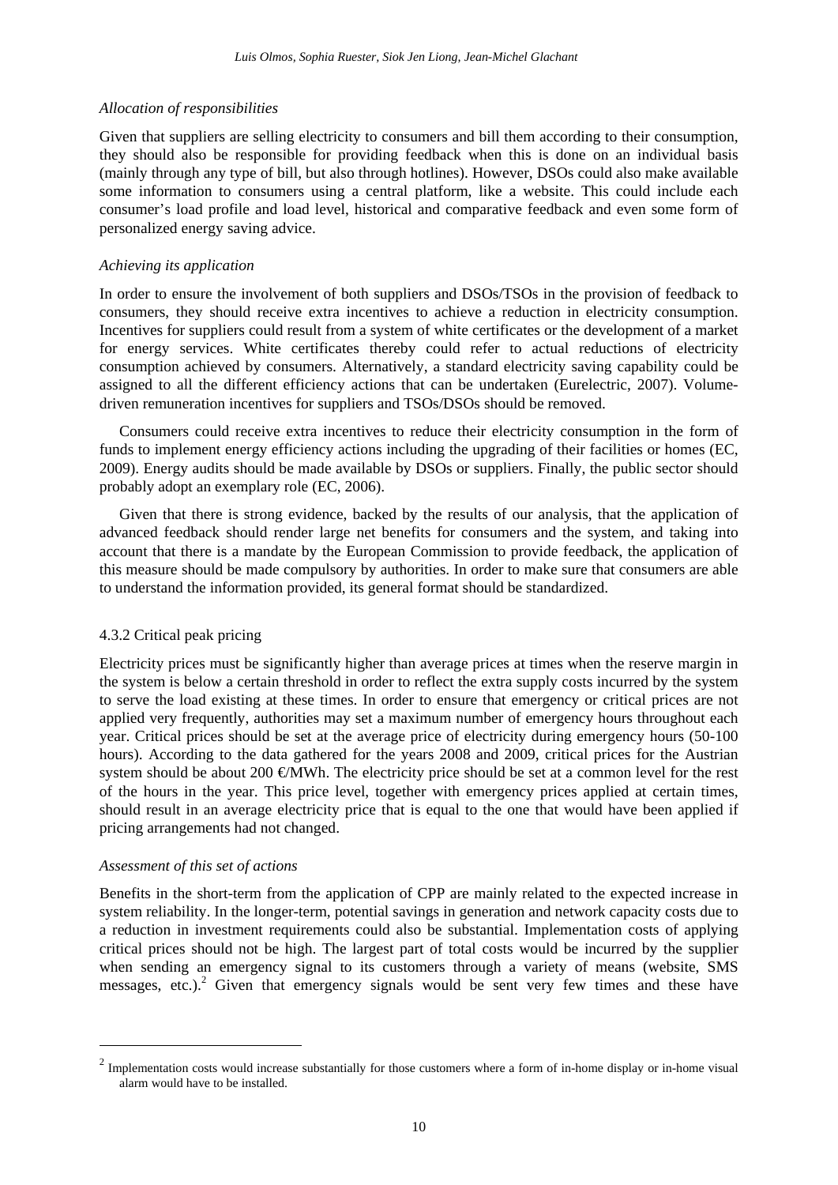*Allocation of responsibilities*

Given that suppliers are selling electricity to consumers and bill them according to their consumption, they should also be responsible for providing feedback when this is done on an individual basis (mainly through any type of bill, but also through hotlines). However, DSOs could also make available some information to consumers using a central platform, like a website. This could include each consumer's load profile and load level, historical and comparative feedback and even some form of personalized energy saving advice.

*Achieving its application*

In order to ensure the involvement of both suppliers and DSOs/TSOs in the provision of feedback to consumers, they should receive extra incentives to achieve a reduction in electricity consumption. Incentives for suppliers could result from a system of white certificates or the development of a market for energy services. White certificates thereby could refer to actual reductions of electricity consumption achieved by consumers. Alternatively, a standard electricity saving capability could be assigned to all the different efficiency actions that can be undertaken (Eurelectric, 2007). Volume-driven remuneration incentives for suppliers and TSOs/DSOs should be removed.

Consumers could receive extra incentives to reduce their electricity consumption in the form of funds to implement energy efficiency actions including the upgrading of their facilities or homes (EC, 2009). Energy audits should be made available by DSOs or suppliers. Finally, the public sector should probably adopt an exemplary role (EC, 2006).

Given that there is strong evidence, backed by the results of our analysis, that the application of advanced feedback should render large net benefits for consumers and the system, and taking into account that there is a mandate by the European Commission to provide feedback, the application of this measure should be made compulsory by authorities. In order to make sure that consumers are able to understand the information provided, its general format should be standardized.

### 4.3.2 Critical peak pricing

Electricity prices must be significantly higher than average prices at times when the reserve margin in the system is below a certain threshold in order to reflect the extra supply costs incurred by the system to serve the load existing at these times. In order to ensure that emergency or critical prices are not applied very frequently, authorities may set a maximum number of emergency hours throughout each year. Critical prices should be set at the average price of electricity during emergency hours (50-100 hours). According to the data gathered for the years 2008 and 2009, critical prices for the Austrian system should be about 200 €/MWh. The electricity price should be set at a common level for the rest of the hours in the year. This price level, together with emergency prices applied at certain times, should result in an average electricity price that is equal to the one that would have been applied if pricing arrangements had not changed.

*Assessment of this set of actions*

Benefits in the short-term from the application of CPP are mainly related to the expected increase in system reliability. In the longer-term, potential savings in generation and network capacity costs due to a reduction in investment requirements could also be substantial. Implementation costs of applying critical prices should not be high. The largest part of total costs would be incurred by the supplier when sending an emergency signal to its customers through a variety of means (website, SMS messages, etc.).[2] Given that emergency signals would be sent very few times and these have

[2] Implementation costs would increase substantially for those customers where a form of in-home display or in-home visual alarm would have to be installed.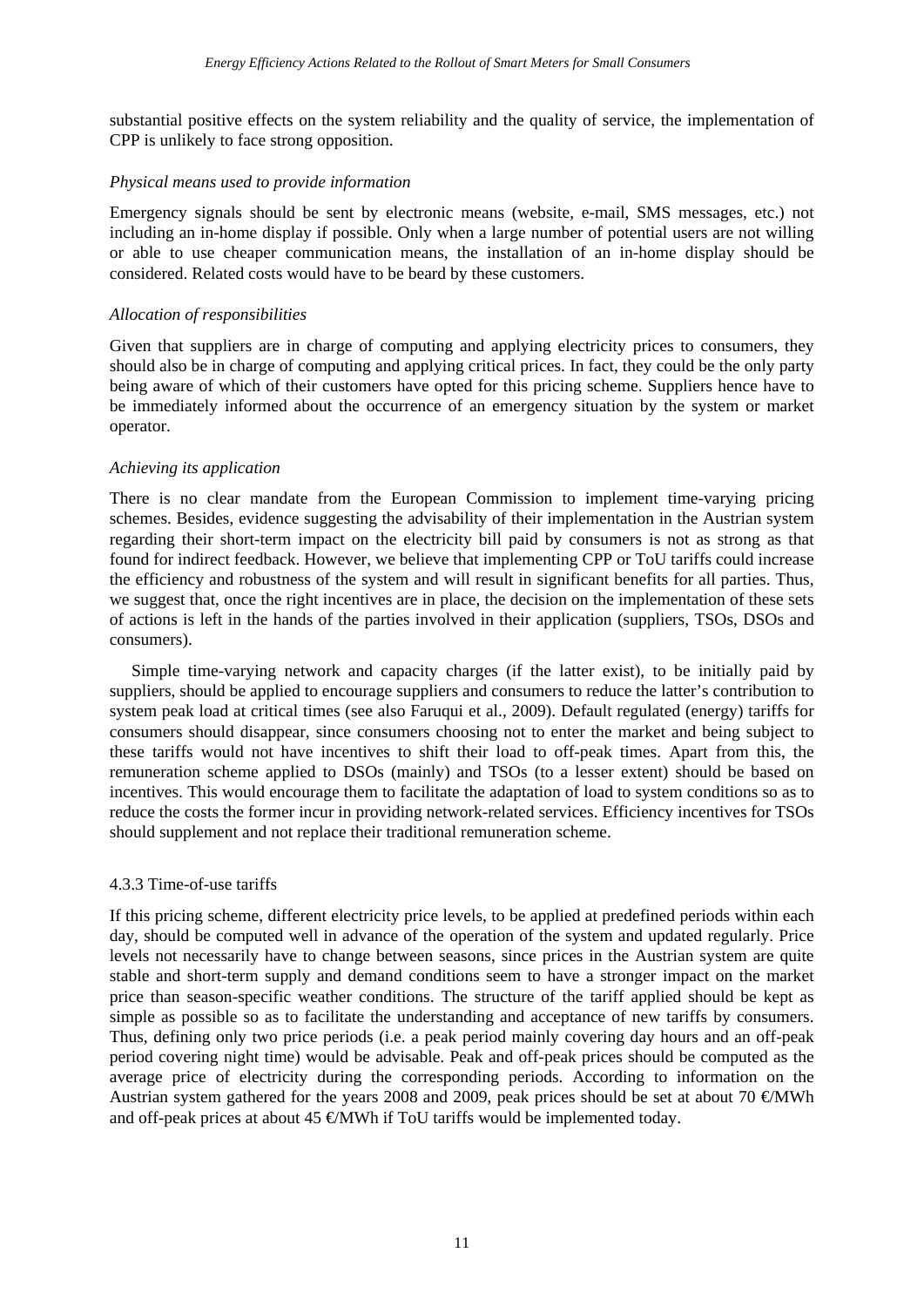substantial positive effects on the system reliability and the quality of service, the implementation of CPP is unlikely to face strong opposition.

*Physical means used to provide information*

Emergency signals should be sent by electronic means (website, e-mail, SMS messages, etc.) not including an in-home display if possible. Only when a large number of potential users are not willing or able to use cheaper communication means, the installation of an in-home display should be considered. Related costs would have to be beard by these customers.

*Allocation of responsibilities*

Given that suppliers are in charge of computing and applying electricity prices to consumers, they should also be in charge of computing and applying critical prices. In fact, they could be the only party being aware of which of their customers have opted for this pricing scheme. Suppliers hence have to be immediately informed about the occurrence of an emergency situation by the system or market operator.

*Achieving its application*

There is no clear mandate from the European Commission to implement time-varying pricing schemes. Besides, evidence suggesting the advisability of their implementation in the Austrian system regarding their short-term impact on the electricity bill paid by consumers is not as strong as that found for indirect feedback. However, we believe that implementing CPP or ToU tariffs could increase the efficiency and robustness of the system and will result in significant benefits for all parties. Thus, we suggest that, once the right incentives are in place, the decision on the implementation of these sets of actions is left in the hands of the parties involved in their application (suppliers, TSOs, DSOs and consumers).

Simple time-varying network and capacity charges (if the latter exist), to be initially paid by suppliers, should be applied to encourage suppliers and consumers to reduce the latter's contribution to system peak load at critical times (see also Faruqui et al., 2009). Default regulated (energy) tariffs for consumers should disappear, since consumers choosing not to enter the market and being subject to these tariffs would not have incentives to shift their load to off-peak times. Apart from this, the remuneration scheme applied to DSOs (mainly) and TSOs (to a lesser extent) should be based on incentives. This would encourage them to facilitate the adaptation of load to system conditions so as to reduce the costs the former incur in providing network-related services. Efficiency incentives for TSOs should supplement and not replace their traditional remuneration scheme.

### 4.3.3 Time-of-use tariffs

If this pricing scheme, different electricity price levels, to be applied at predefined periods within each day, should be computed well in advance of the operation of the system and updated regularly. Price levels not necessarily have to change between seasons, since prices in the Austrian system are quite stable and short-term supply and demand conditions seem to have a stronger impact on the market price than season-specific weather conditions. The structure of the tariff applied should be kept as simple as possible so as to facilitate the understanding and acceptance of new tariffs by consumers. Thus, defining only two price periods (i.e. a peak period mainly covering day hours and an off-peak period covering night time) would be advisable. Peak and off-peak prices should be computed as the average price of electricity during the corresponding periods. According to information on the Austrian system gathered for the years 2008 and 2009, peak prices should be set at about 70 €/MWh and off-peak prices at about 45 €/MWh if ToU tariffs would be implemented today.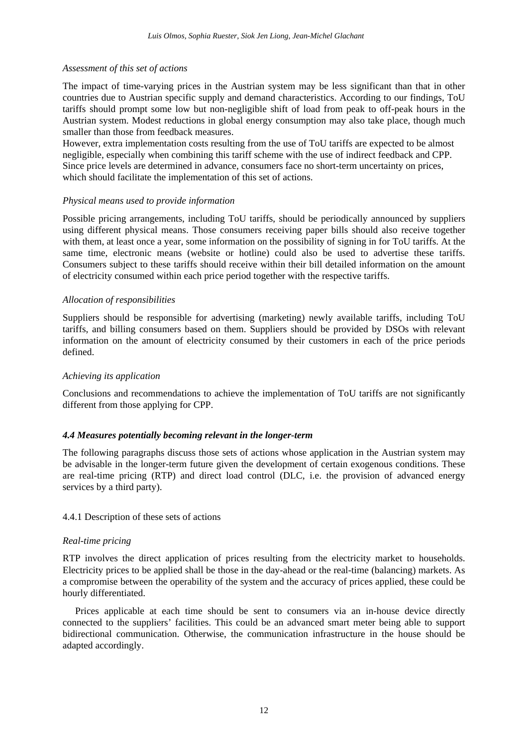*Assessment of this set of actions*

The impact of time-varying prices in the Austrian system may be less significant than that in other countries due to Austrian specific supply and demand characteristics. According to our findings, ToU tariffs should prompt some low but non-negligible shift of load from peak to off-peak hours in the Austrian system. Modest reductions in global energy consumption may also take place, though much smaller than those from feedback measures.

However, extra implementation costs resulting from the use of ToU tariffs are expected to be almost negligible, especially when combining this tariff scheme with the use of indirect feedback and CPP. Since price levels are determined in advance, consumers face no short-term uncertainty on prices, which should facilitate the implementation of this set of actions.

*Physical means used to provide information*

Possible pricing arrangements, including ToU tariffs, should be periodically announced by suppliers using different physical means. Those consumers receiving paper bills should also receive together with them, at least once a year, some information on the possibility of signing in for ToU tariffs. At the same time, electronic means (website or hotline) could also be used to advertise these tariffs. Consumers subject to these tariffs should receive within their bill detailed information on the amount of electricity consumed within each price period together with the respective tariffs.

*Allocation of responsibilities*

Suppliers should be responsible for advertising (marketing) newly available tariffs, including ToU tariffs, and billing consumers based on them. Suppliers should be provided by DSOs with relevant information on the amount of electricity consumed by their customers in each of the price periods defined.

*Achieving its application*

Conclusions and recommendations to achieve the implementation of ToU tariffs are not significantly different from those applying for CPP.

### *4.4 Measures potentially becoming relevant in the longer-term*

The following paragraphs discuss those sets of actions whose application in the Austrian system may be advisable in the longer-term future given the development of certain exogenous conditions. These are real-time pricing (RTP) and direct load control (DLC, i.e. the provision of advanced energy services by a third party).

#### 4.4.1 Description of these sets of actions

*Real-time pricing*

RTP involves the direct application of prices resulting from the electricity market to households. Electricity prices to be applied shall be those in the day-ahead or the real-time (balancing) markets. As a compromise between the operability of the system and the accuracy of prices applied, these could be hourly differentiated.

Prices applicable at each time should be sent to consumers via an in-house device directly connected to the suppliers' facilities. This could be an advanced smart meter being able to support bidirectional communication. Otherwise, the communication infrastructure in the house should be adapted accordingly.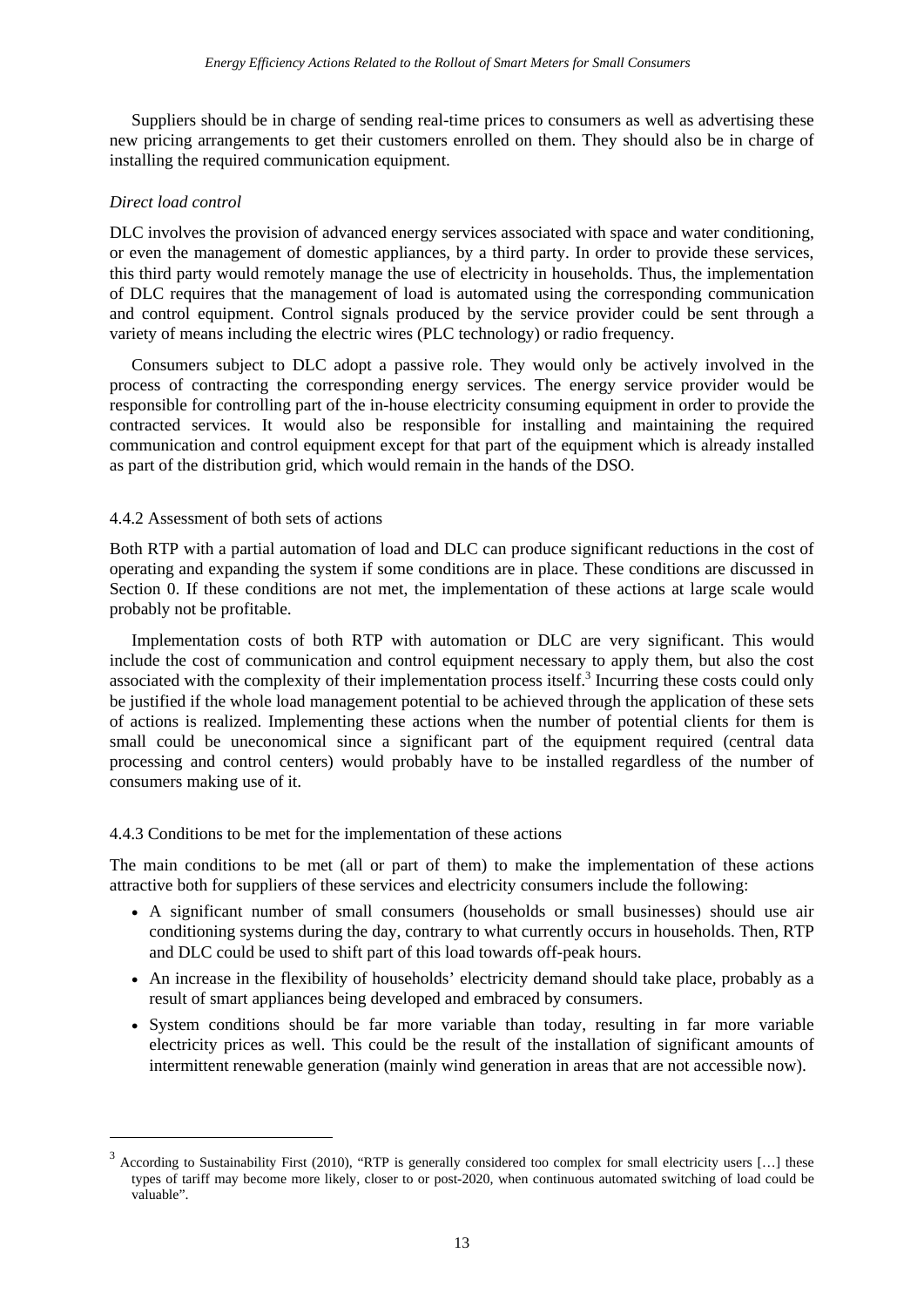Suppliers should be in charge of sending real-time prices to consumers as well as advertising these new pricing arrangements to get their customers enrolled on them. They should also be in charge of installing the required communication equipment.

*Direct load control*

DLC involves the provision of advanced energy services associated with space and water conditioning, or even the management of domestic appliances, by a third party. In order to provide these services, this third party would remotely manage the use of electricity in households. Thus, the implementation of DLC requires that the management of load is automated using the corresponding communication and control equipment. Control signals produced by the service provider could be sent through a variety of means including the electric wires (PLC technology) or radio frequency.

Consumers subject to DLC adopt a passive role. They would only be actively involved in the process of contracting the corresponding energy services. The energy service provider would be responsible for controlling part of the in-house electricity consuming equipment in order to provide the contracted services. It would also be responsible for installing and maintaining the required communication and control equipment except for that part of the equipment which is already installed as part of the distribution grid, which would remain in the hands of the DSO.

#### 4.4.2 Assessment of both sets of actions

Both RTP with a partial automation of load and DLC can produce significant reductions in the cost of operating and expanding the system if some conditions are in place. These conditions are discussed in Section 0. If these conditions are not met, the implementation of these actions at large scale would probably not be profitable.

Implementation costs of both RTP with automation or DLC are very significant. This would include the cost of communication and control equipment necessary to apply them, but also the cost associated with the complexity of their implementation process itself.[3] Incurring these costs could only be justified if the whole load management potential to be achieved through the application of these sets of actions is realized. Implementing these actions when the number of potential clients for them is small could be uneconomical since a significant part of the equipment required (central data processing and control centers) would probably have to be installed regardless of the number of consumers making use of it.

#### 4.4.3 Conditions to be met for the implementation of these actions

The main conditions to be met (all or part of them) to make the implementation of these actions attractive both for suppliers of these services and electricity consumers include the following:

- A significant number of small consumers (households or small businesses) should use air conditioning systems during the day, contrary to what currently occurs in households. Then, RTP and DLC could be used to shift part of this load towards off-peak hours.
- An increase in the flexibility of households' electricity demand should take place, probably as a result of smart appliances being developed and embraced by consumers.
- System conditions should be far more variable than today, resulting in far more variable electricity prices as well. This could be the result of the installation of significant amounts of intermittent renewable generation (mainly wind generation in areas that are not accessible now).

---

[3] According to Sustainability First (2010), "RTP is generally considered too complex for small electricity users […] these types of tariff may become more likely, closer to or post-2020, when continuous automated switching of load could be valuable".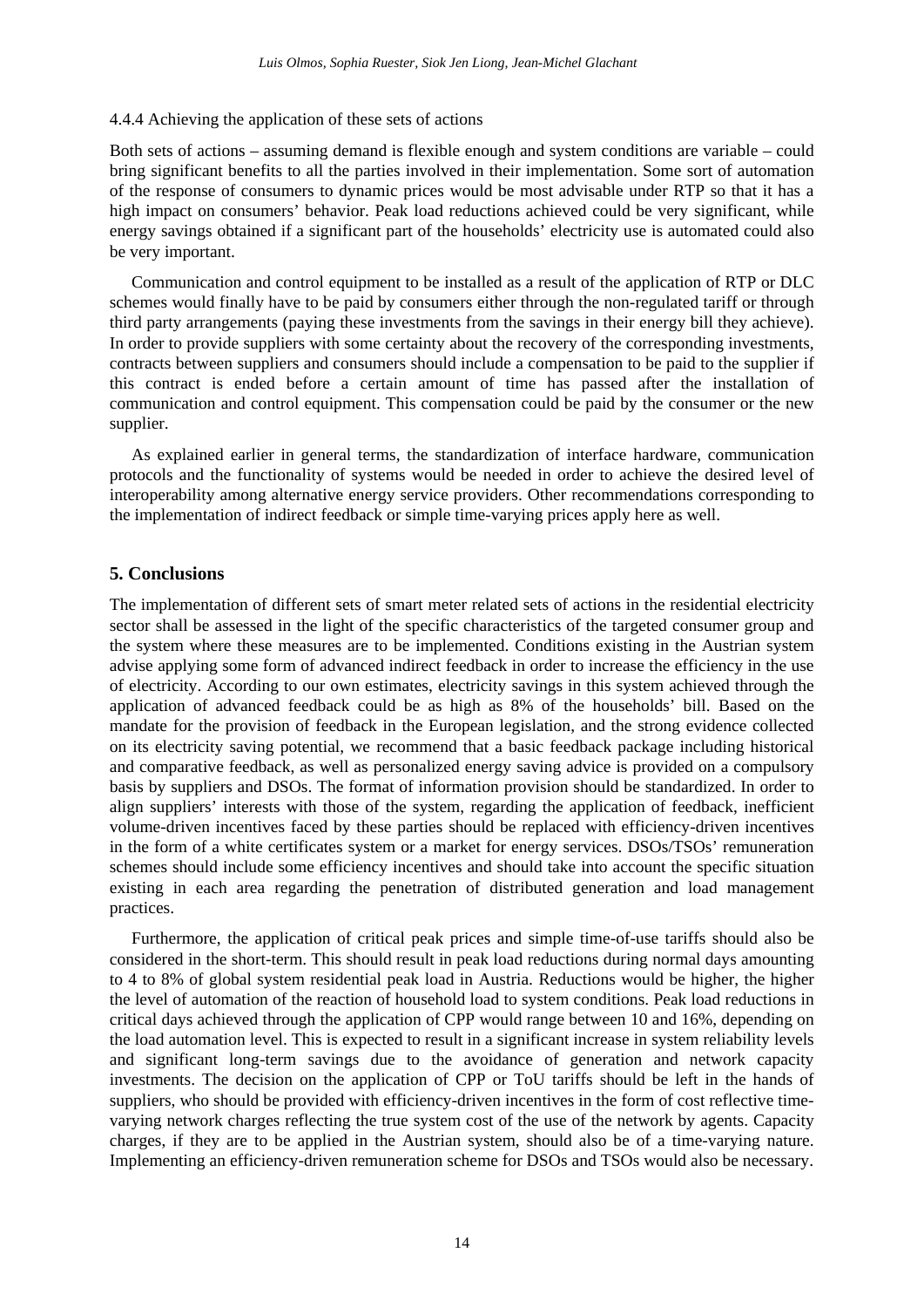4.4.4 Achieving the application of these sets of actions

Both sets of actions – assuming demand is flexible enough and system conditions are variable – could bring significant benefits to all the parties involved in their implementation. Some sort of automation of the response of consumers to dynamic prices would be most advisable under RTP so that it has a high impact on consumers' behavior. Peak load reductions achieved could be very significant, while energy savings obtained if a significant part of the households' electricity use is automated could also be very important.

Communication and control equipment to be installed as a result of the application of RTP or DLC schemes would finally have to be paid by consumers either through the non-regulated tariff or through third party arrangements (paying these investments from the savings in their energy bill they achieve). In order to provide suppliers with some certainty about the recovery of the corresponding investments, contracts between suppliers and consumers should include a compensation to be paid to the supplier if this contract is ended before a certain amount of time has passed after the installation of communication and control equipment. This compensation could be paid by the consumer or the new supplier.

As explained earlier in general terms, the standardization of interface hardware, communication protocols and the functionality of systems would be needed in order to achieve the desired level of interoperability among alternative energy service providers. Other recommendations corresponding to the implementation of indirect feedback or simple time-varying prices apply here as well.

## 5. Conclusions

The implementation of different sets of smart meter related sets of actions in the residential electricity sector shall be assessed in the light of the specific characteristics of the targeted consumer group and the system where these measures are to be implemented. Conditions existing in the Austrian system advise applying some form of advanced indirect feedback in order to increase the efficiency in the use of electricity. According to our own estimates, electricity savings in this system achieved through the application of advanced feedback could be as high as 8% of the households' bill. Based on the mandate for the provision of feedback in the European legislation, and the strong evidence collected on its electricity saving potential, we recommend that a basic feedback package including historical and comparative feedback, as well as personalized energy saving advice is provided on a compulsory basis by suppliers and DSOs. The format of information provision should be standardized. In order to align suppliers' interests with those of the system, regarding the application of feedback, inefficient volume-driven incentives faced by these parties should be replaced with efficiency-driven incentives in the form of a white certificates system or a market for energy services. DSOs/TSOs' remuneration schemes should include some efficiency incentives and should take into account the specific situation existing in each area regarding the penetration of distributed generation and load management practices.

Furthermore, the application of critical peak prices and simple time-of-use tariffs should also be considered in the short-term. This should result in peak load reductions during normal days amounting to 4 to 8% of global system residential peak load in Austria. Reductions would be higher, the higher the level of automation of the reaction of household load to system conditions. Peak load reductions in critical days achieved through the application of CPP would range between 10 and 16%, depending on the load automation level. This is expected to result in a significant increase in system reliability levels and significant long-term savings due to the avoidance of generation and network capacity investments. The decision on the application of CPP or ToU tariffs should be left in the hands of suppliers, who should be provided with efficiency-driven incentives in the form of cost reflective time-varying network charges reflecting the true system cost of the use of the network by agents. Capacity charges, if they are to be applied in the Austrian system, should also be of a time-varying nature. Implementing an efficiency-driven remuneration scheme for DSOs and TSOs would also be necessary.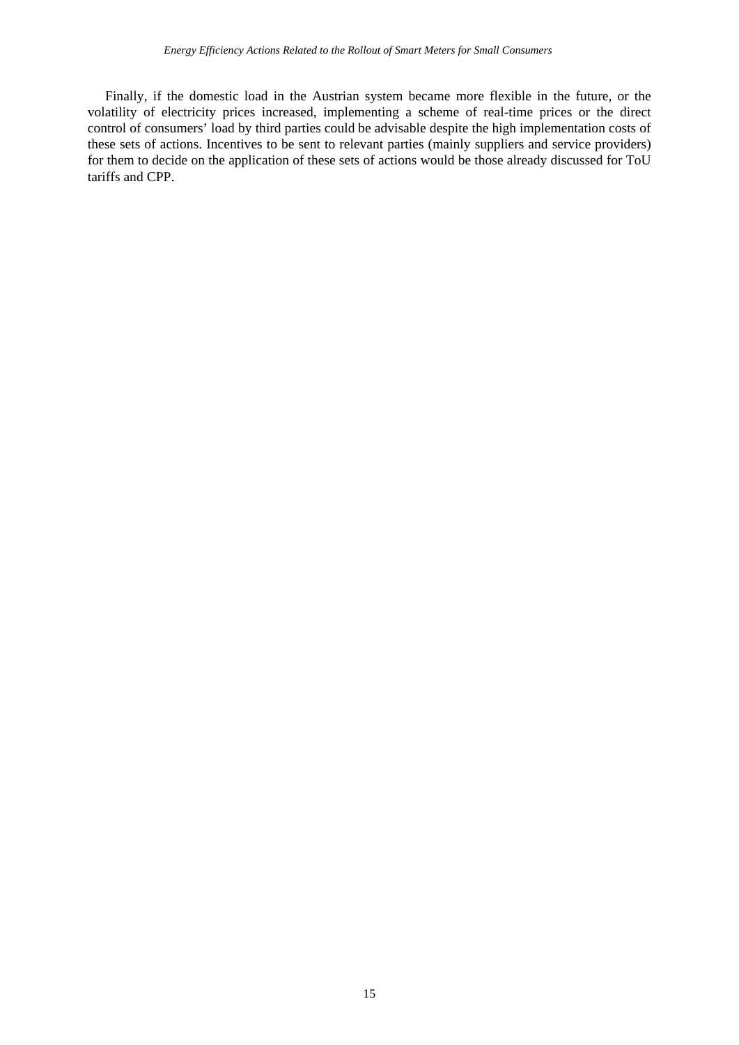Finally, if the domestic load in the Austrian system became more flexible in the future, or the volatility of electricity prices increased, implementing a scheme of real-time prices or the direct control of consumers' load by third parties could be advisable despite the high implementation costs of these sets of actions. Incentives to be sent to relevant parties (mainly suppliers and service providers) for them to decide on the application of these sets of actions would be those already discussed for ToU tariffs and CPP.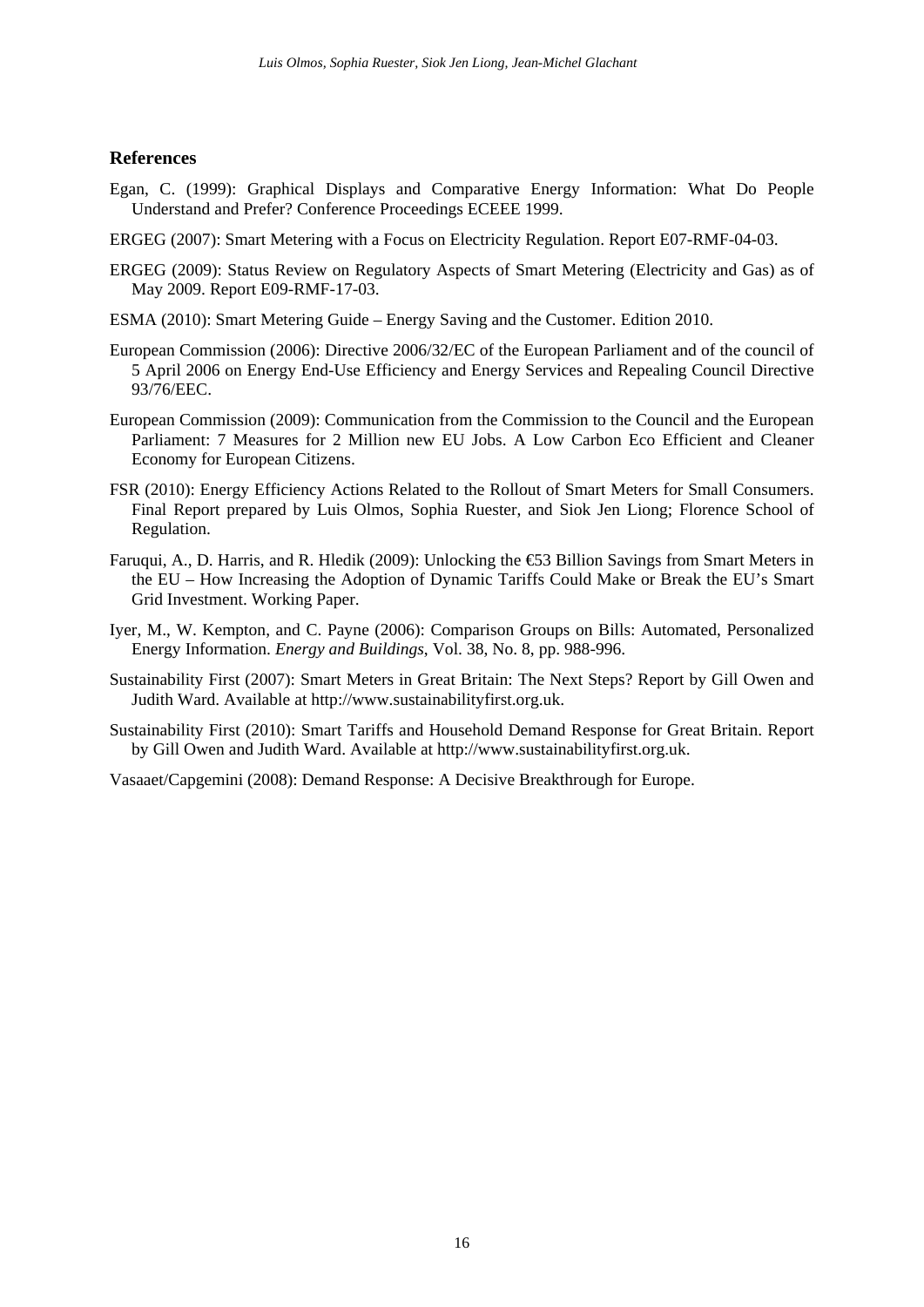## References

Egan, C. (1999): Graphical Displays and Comparative Energy Information: What Do People Understand and Prefer? Conference Proceedings ECEEE 1999.

ERGEG (2007): Smart Metering with a Focus on Electricity Regulation. Report E07-RMF-04-03.

ERGEG (2009): Status Review on Regulatory Aspects of Smart Metering (Electricity and Gas) as of May 2009. Report E09-RMF-17-03.

ESMA (2010): Smart Metering Guide – Energy Saving and the Customer. Edition 2010.

European Commission (2006): Directive 2006/32/EC of the European Parliament and of the council of 5 April 2006 on Energy End-Use Efficiency and Energy Services and Repealing Council Directive 93/76/EEC.

European Commission (2009): Communication from the Commission to the Council and the European Parliament: 7 Measures for 2 Million new EU Jobs. A Low Carbon Eco Efficient and Cleaner Economy for European Citizens.

FSR (2010): Energy Efficiency Actions Related to the Rollout of Smart Meters for Small Consumers. Final Report prepared by Luis Olmos, Sophia Ruester, and Siok Jen Liong; Florence School of Regulation.

Faruqui, A., D. Harris, and R. Hledik (2009): Unlocking the €53 Billion Savings from Smart Meters in the EU – How Increasing the Adoption of Dynamic Tariffs Could Make or Break the EU's Smart Grid Investment. Working Paper.

Iyer, M., W. Kempton, and C. Payne (2006): Comparison Groups on Bills: Automated, Personalized Energy Information. *Energy and Buildings*, Vol. 38, No. 8, pp. 988-996.

Sustainability First (2007): Smart Meters in Great Britain: The Next Steps? Report by Gill Owen and Judith Ward. Available at http://www.sustainabilityfirst.org.uk.

Sustainability First (2010): Smart Tariffs and Household Demand Response for Great Britain. Report by Gill Owen and Judith Ward. Available at http://www.sustainabilityfirst.org.uk.

Vasaaet/Capgemini (2008): Demand Response: A Decisive Breakthrough for Europe.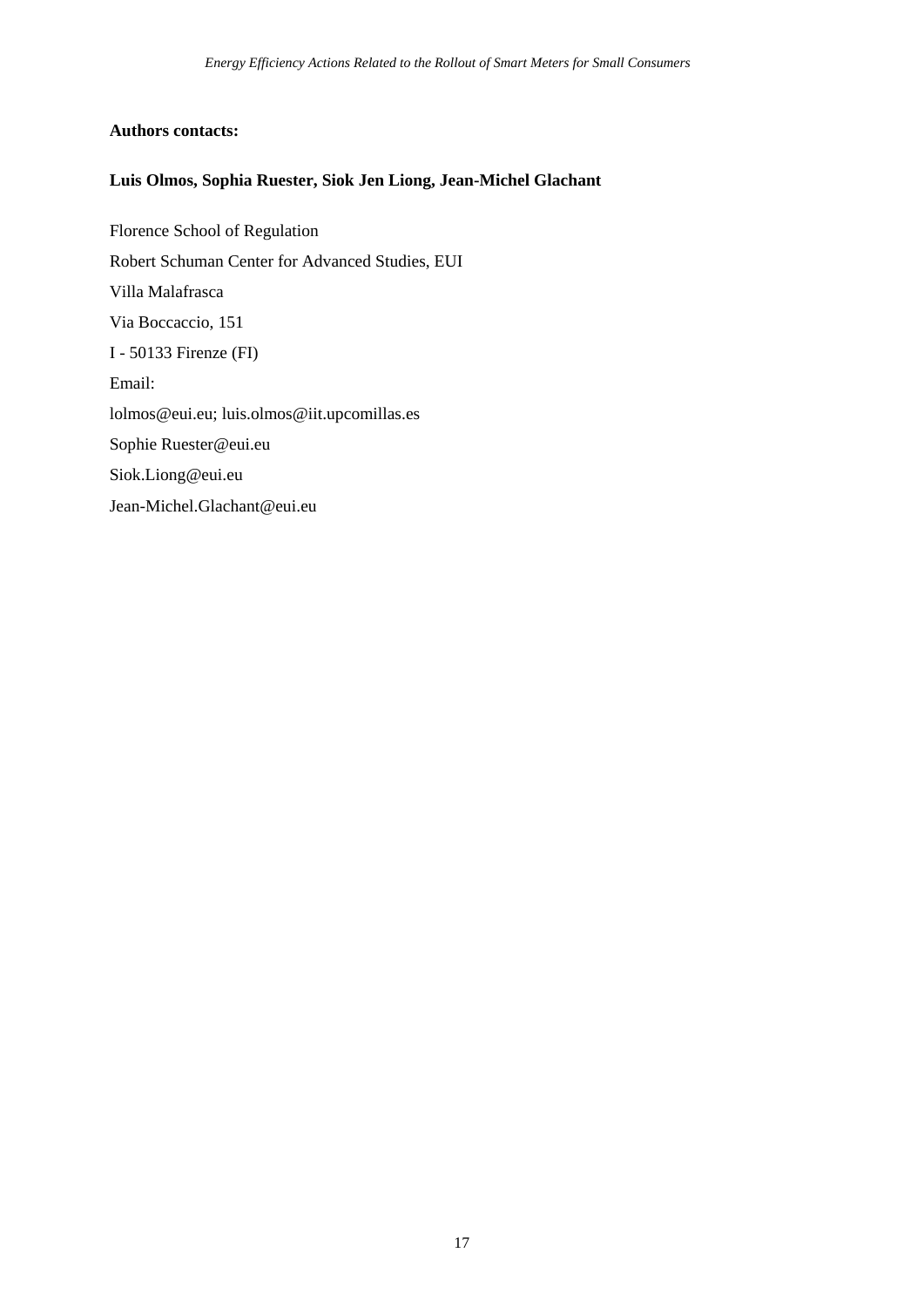**Authors contacts:**

**Luis Olmos, Sophia Ruester, Siok Jen Liong, Jean-Michel Glachant**

Florence School of Regulation

Robert Schuman Center for Advanced Studies, EUI

Villa Malafrasca

Via Boccaccio, 151

I - 50133 Firenze (FI)

Email:

lolmos@eui.eu; luis.olmos@iit.upcomillas.es

Sophie Ruester@eui.eu

Siok.Liong@eui.eu

Jean-Michel.Glachant@eui.eu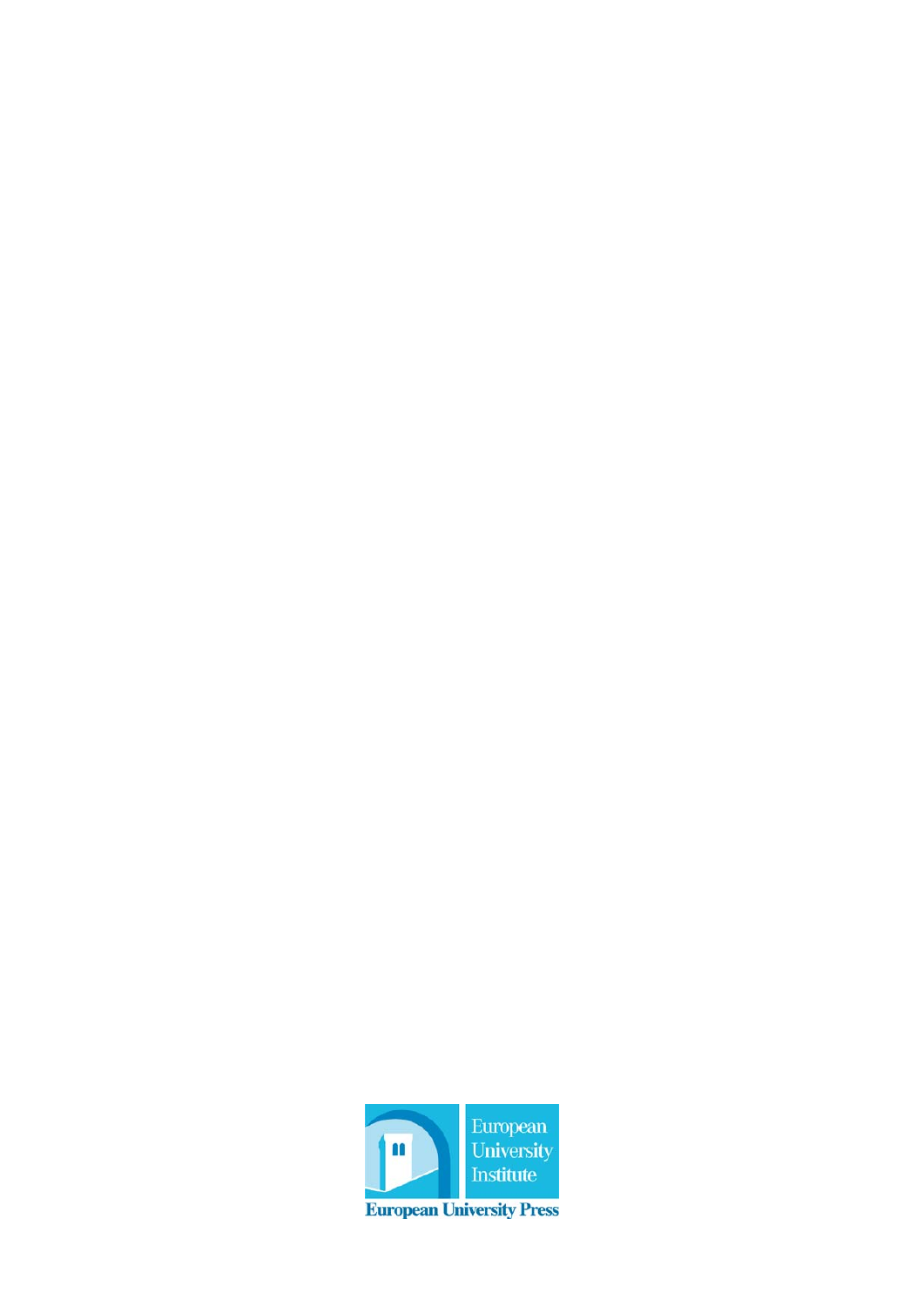European
University
Institute

European University Press